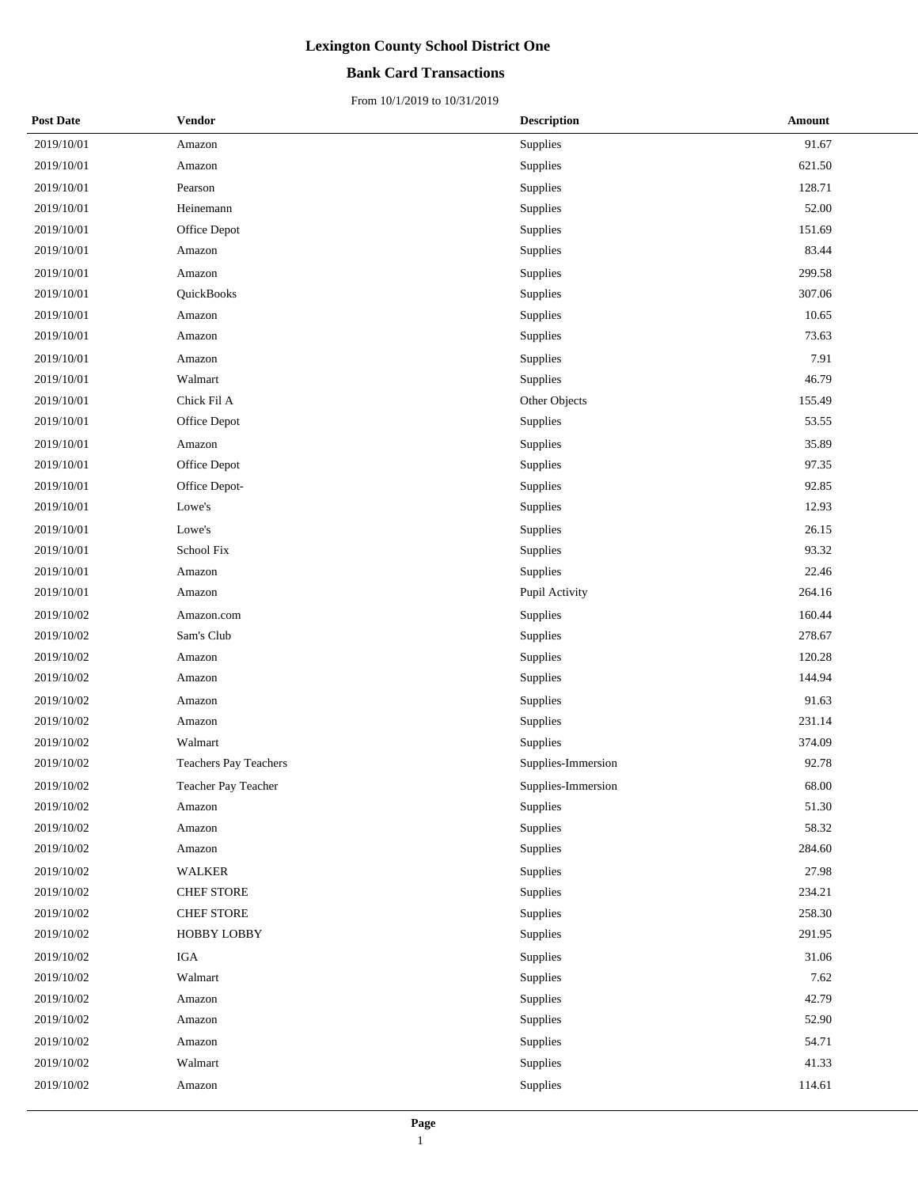# Lexington County School District One

## Bank Card Transactions

From 10/1/2019 to 10/31/2019

| Post Date | Vendor | Description | Amount |
|---|---|---|---|
| 2019/10/01 | Amazon | Supplies | 91.67 |
| 2019/10/01 | Amazon | Supplies | 621.50 |
| 2019/10/01 | Pearson | Supplies | 128.71 |
| 2019/10/01 | Heinemann | Supplies | 52.00 |
| 2019/10/01 | Office Depot | Supplies | 151.69 |
| 2019/10/01 | Amazon | Supplies | 83.44 |
| 2019/10/01 | Amazon | Supplies | 299.58 |
| 2019/10/01 | QuickBooks | Supplies | 307.06 |
| 2019/10/01 | Amazon | Supplies | 10.65 |
| 2019/10/01 | Amazon | Supplies | 73.63 |
| 2019/10/01 | Amazon | Supplies | 7.91 |
| 2019/10/01 | Walmart | Supplies | 46.79 |
| 2019/10/01 | Chick Fil A | Other Objects | 155.49 |
| 2019/10/01 | Office Depot | Supplies | 53.55 |
| 2019/10/01 | Amazon | Supplies | 35.89 |
| 2019/10/01 | Office Depot | Supplies | 97.35 |
| 2019/10/01 | Office Depot- | Supplies | 92.85 |
| 2019/10/01 | Lowe's | Supplies | 12.93 |
| 2019/10/01 | Lowe's | Supplies | 26.15 |
| 2019/10/01 | School Fix | Supplies | 93.32 |
| 2019/10/01 | Amazon | Supplies | 22.46 |
| 2019/10/01 | Amazon | Pupil Activity | 264.16 |
| 2019/10/02 | Amazon.com | Supplies | 160.44 |
| 2019/10/02 | Sam's Club | Supplies | 278.67 |
| 2019/10/02 | Amazon | Supplies | 120.28 |
| 2019/10/02 | Amazon | Supplies | 144.94 |
| 2019/10/02 | Amazon | Supplies | 91.63 |
| 2019/10/02 | Amazon | Supplies | 231.14 |
| 2019/10/02 | Walmart | Supplies | 374.09 |
| 2019/10/02 | Teachers Pay Teachers | Supplies-Immersion | 92.78 |
| 2019/10/02 | Teacher Pay Teacher | Supplies-Immersion | 68.00 |
| 2019/10/02 | Amazon | Supplies | 51.30 |
| 2019/10/02 | Amazon | Supplies | 58.32 |
| 2019/10/02 | Amazon | Supplies | 284.60 |
| 2019/10/02 | WALKER | Supplies | 27.98 |
| 2019/10/02 | CHEF STORE | Supplies | 234.21 |
| 2019/10/02 | CHEF STORE | Supplies | 258.30 |
| 2019/10/02 | HOBBY LOBBY | Supplies | 291.95 |
| 2019/10/02 | IGA | Supplies | 31.06 |
| 2019/10/02 | Walmart | Supplies | 7.62 |
| 2019/10/02 | Amazon | Supplies | 42.79 |
| 2019/10/02 | Amazon | Supplies | 52.90 |
| 2019/10/02 | Amazon | Supplies | 54.71 |
| 2019/10/02 | Walmart | Supplies | 41.33 |
| 2019/10/02 | Amazon | Supplies | 114.61 |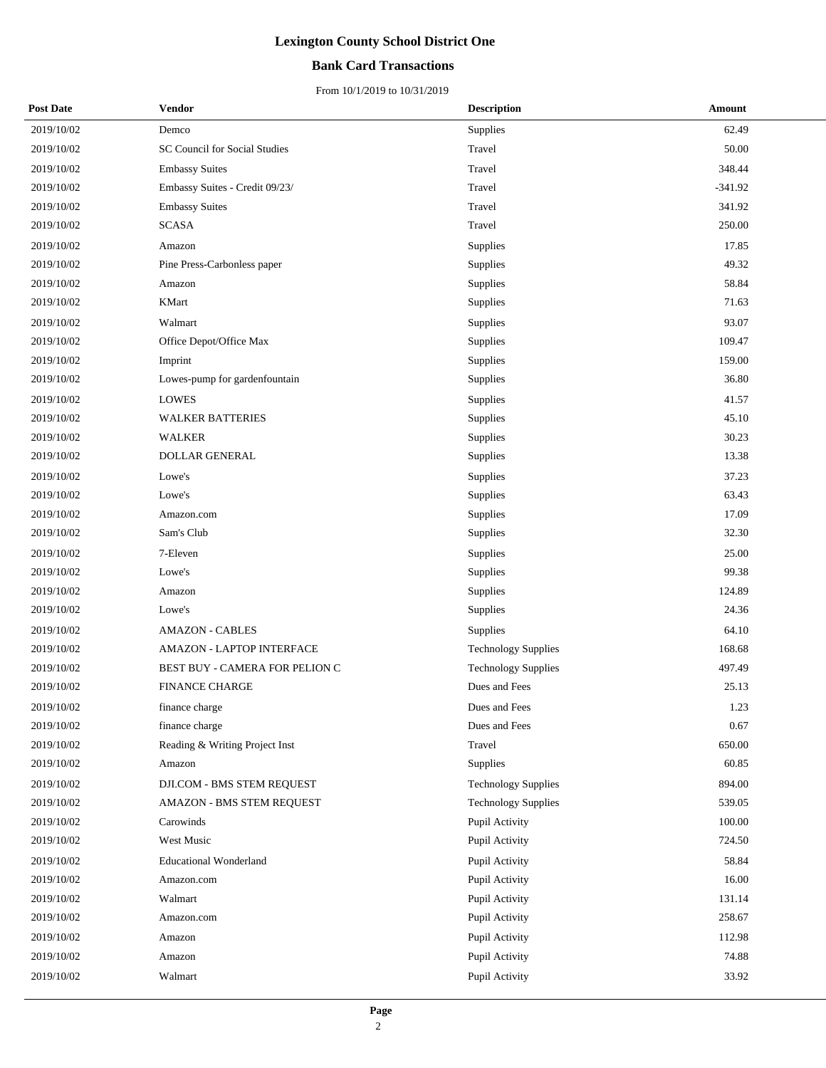# Lexington County School District One

## Bank Card Transactions

From 10/1/2019 to 10/31/2019

| Post Date | Vendor | Description | Amount |
|---|---|---|---|
| 2019/10/02 | Demco | Supplies | 62.49 |
| 2019/10/02 | SC Council for Social Studies | Travel | 50.00 |
| 2019/10/02 | Embassy Suites | Travel | 348.44 |
| 2019/10/02 | Embassy Suites - Credit 09/23/ | Travel | -341.92 |
| 2019/10/02 | Embassy Suites | Travel | 341.92 |
| 2019/10/02 | SCASA | Travel | 250.00 |
| 2019/10/02 | Amazon | Supplies | 17.85 |
| 2019/10/02 | Pine Press-Carbonless paper | Supplies | 49.32 |
| 2019/10/02 | Amazon | Supplies | 58.84 |
| 2019/10/02 | KMart | Supplies | 71.63 |
| 2019/10/02 | Walmart | Supplies | 93.07 |
| 2019/10/02 | Office Depot/Office Max | Supplies | 109.47 |
| 2019/10/02 | Imprint | Supplies | 159.00 |
| 2019/10/02 | Lowes-pump for gardenfountain | Supplies | 36.80 |
| 2019/10/02 | LOWES | Supplies | 41.57 |
| 2019/10/02 | WALKER BATTERIES | Supplies | 45.10 |
| 2019/10/02 | WALKER | Supplies | 30.23 |
| 2019/10/02 | DOLLAR GENERAL | Supplies | 13.38 |
| 2019/10/02 | Lowe's | Supplies | 37.23 |
| 2019/10/02 | Lowe's | Supplies | 63.43 |
| 2019/10/02 | Amazon.com | Supplies | 17.09 |
| 2019/10/02 | Sam's Club | Supplies | 32.30 |
| 2019/10/02 | 7-Eleven | Supplies | 25.00 |
| 2019/10/02 | Lowe's | Supplies | 99.38 |
| 2019/10/02 | Amazon | Supplies | 124.89 |
| 2019/10/02 | Lowe's | Supplies | 24.36 |
| 2019/10/02 | AMAZON - CABLES | Supplies | 64.10 |
| 2019/10/02 | AMAZON - LAPTOP INTERFACE | Technology Supplies | 168.68 |
| 2019/10/02 | BEST BUY - CAMERA FOR PELION C | Technology Supplies | 497.49 |
| 2019/10/02 | FINANCE CHARGE | Dues and Fees | 25.13 |
| 2019/10/02 | finance charge | Dues and Fees | 1.23 |
| 2019/10/02 | finance charge | Dues and Fees | 0.67 |
| 2019/10/02 | Reading & Writing Project Inst | Travel | 650.00 |
| 2019/10/02 | Amazon | Supplies | 60.85 |
| 2019/10/02 | DJI.COM - BMS STEM REQUEST | Technology Supplies | 894.00 |
| 2019/10/02 | AMAZON - BMS STEM REQUEST | Technology Supplies | 539.05 |
| 2019/10/02 | Carowinds | Pupil Activity | 100.00 |
| 2019/10/02 | West Music | Pupil Activity | 724.50 |
| 2019/10/02 | Educational Wonderland | Pupil Activity | 58.84 |
| 2019/10/02 | Amazon.com | Pupil Activity | 16.00 |
| 2019/10/02 | Walmart | Pupil Activity | 131.14 |
| 2019/10/02 | Amazon.com | Pupil Activity | 258.67 |
| 2019/10/02 | Amazon | Pupil Activity | 112.98 |
| 2019/10/02 | Amazon | Pupil Activity | 74.88 |
| 2019/10/02 | Walmart | Pupil Activity | 33.92 |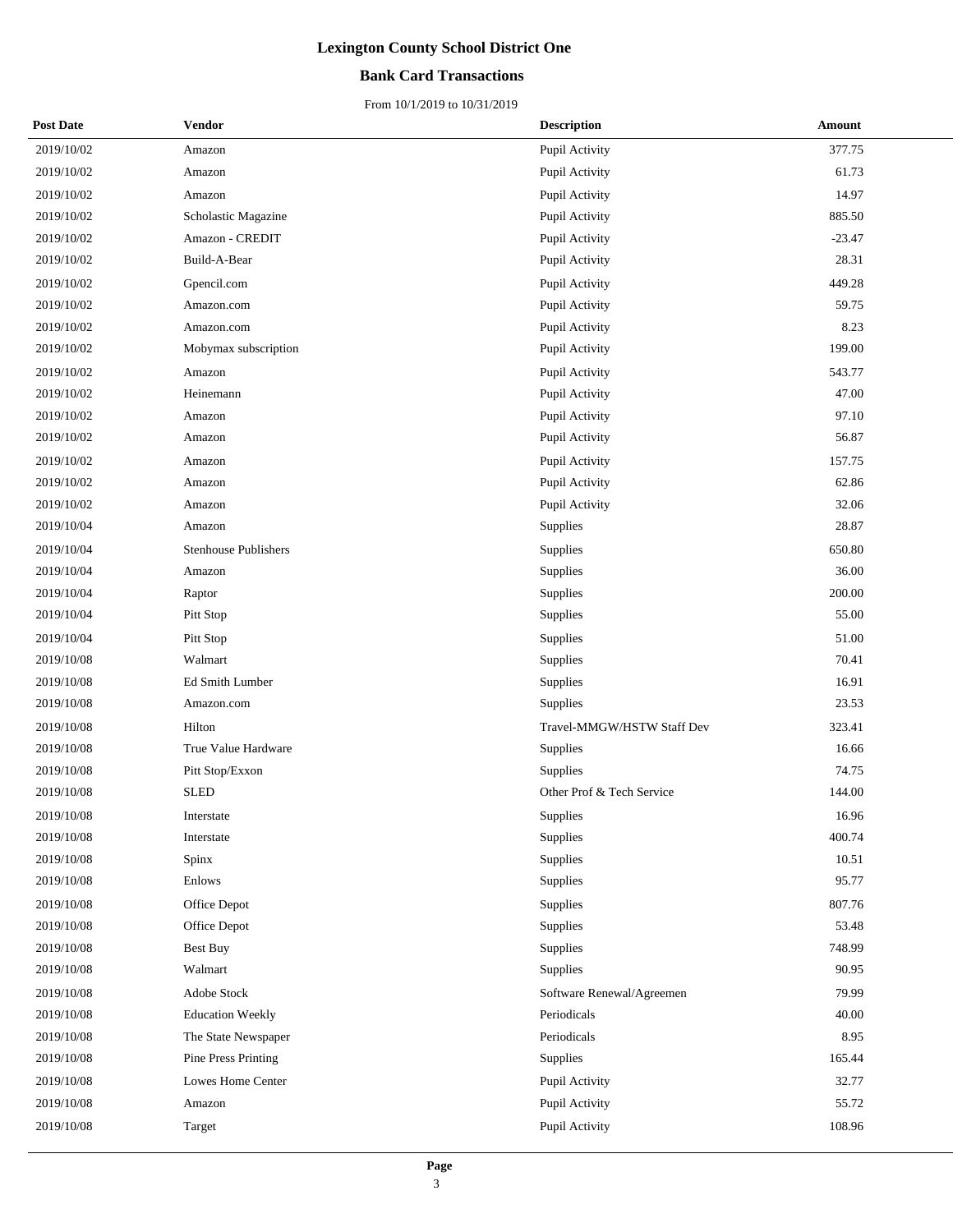# Lexington County School District One

## Bank Card Transactions

From 10/1/2019 to 10/31/2019

| Post Date | Vendor | Description | Amount |
|---|---|---|---|
| 2019/10/02 | Amazon | Pupil Activity | 377.75 |
| 2019/10/02 | Amazon | Pupil Activity | 61.73 |
| 2019/10/02 | Amazon | Pupil Activity | 14.97 |
| 2019/10/02 | Scholastic Magazine | Pupil Activity | 885.50 |
| 2019/10/02 | Amazon - CREDIT | Pupil Activity | -23.47 |
| 2019/10/02 | Build-A-Bear | Pupil Activity | 28.31 |
| 2019/10/02 | Gpencil.com | Pupil Activity | 449.28 |
| 2019/10/02 | Amazon.com | Pupil Activity | 59.75 |
| 2019/10/02 | Amazon.com | Pupil Activity | 8.23 |
| 2019/10/02 | Mobymax subscription | Pupil Activity | 199.00 |
| 2019/10/02 | Amazon | Pupil Activity | 543.77 |
| 2019/10/02 | Heinemann | Pupil Activity | 47.00 |
| 2019/10/02 | Amazon | Pupil Activity | 97.10 |
| 2019/10/02 | Amazon | Pupil Activity | 56.87 |
| 2019/10/02 | Amazon | Pupil Activity | 157.75 |
| 2019/10/02 | Amazon | Pupil Activity | 62.86 |
| 2019/10/02 | Amazon | Pupil Activity | 32.06 |
| 2019/10/04 | Amazon | Supplies | 28.87 |
| 2019/10/04 | Stenhouse Publishers | Supplies | 650.80 |
| 2019/10/04 | Amazon | Supplies | 36.00 |
| 2019/10/04 | Raptor | Supplies | 200.00 |
| 2019/10/04 | Pitt Stop | Supplies | 55.00 |
| 2019/10/04 | Pitt Stop | Supplies | 51.00 |
| 2019/10/08 | Walmart | Supplies | 70.41 |
| 2019/10/08 | Ed Smith Lumber | Supplies | 16.91 |
| 2019/10/08 | Amazon.com | Supplies | 23.53 |
| 2019/10/08 | Hilton | Travel-MMGW/HSTW Staff Dev | 323.41 |
| 2019/10/08 | True Value Hardware | Supplies | 16.66 |
| 2019/10/08 | Pitt Stop/Exxon | Supplies | 74.75 |
| 2019/10/08 | SLED | Other Prof & Tech Service | 144.00 |
| 2019/10/08 | Interstate | Supplies | 16.96 |
| 2019/10/08 | Interstate | Supplies | 400.74 |
| 2019/10/08 | Spinx | Supplies | 10.51 |
| 2019/10/08 | Enlows | Supplies | 95.77 |
| 2019/10/08 | Office Depot | Supplies | 807.76 |
| 2019/10/08 | Office Depot | Supplies | 53.48 |
| 2019/10/08 | Best Buy | Supplies | 748.99 |
| 2019/10/08 | Walmart | Supplies | 90.95 |
| 2019/10/08 | Adobe Stock | Software Renewal/Agreemen | 79.99 |
| 2019/10/08 | Education Weekly | Periodicals | 40.00 |
| 2019/10/08 | The State Newspaper | Periodicals | 8.95 |
| 2019/10/08 | Pine Press Printing | Supplies | 165.44 |
| 2019/10/08 | Lowes Home Center | Pupil Activity | 32.77 |
| 2019/10/08 | Amazon | Pupil Activity | 55.72 |
| 2019/10/08 | Target | Pupil Activity | 108.96 |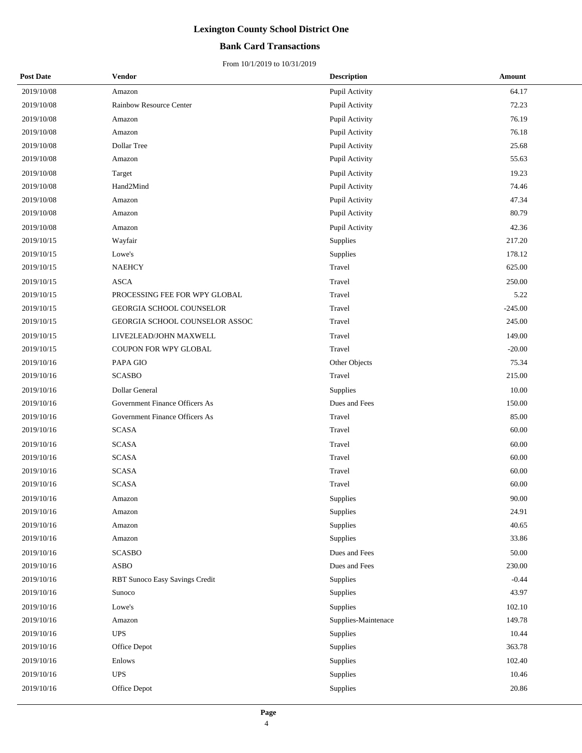# Lexington County School District One

## Bank Card Transactions

From 10/1/2019 to 10/31/2019

| Post Date | Vendor | Description | Amount |
|---|---|---|---|
| 2019/10/08 | Amazon | Pupil Activity | 64.17 |
| 2019/10/08 | Rainbow Resource Center | Pupil Activity | 72.23 |
| 2019/10/08 | Amazon | Pupil Activity | 76.19 |
| 2019/10/08 | Amazon | Pupil Activity | 76.18 |
| 2019/10/08 | Dollar Tree | Pupil Activity | 25.68 |
| 2019/10/08 | Amazon | Pupil Activity | 55.63 |
| 2019/10/08 | Target | Pupil Activity | 19.23 |
| 2019/10/08 | Hand2Mind | Pupil Activity | 74.46 |
| 2019/10/08 | Amazon | Pupil Activity | 47.34 |
| 2019/10/08 | Amazon | Pupil Activity | 80.79 |
| 2019/10/08 | Amazon | Pupil Activity | 42.36 |
| 2019/10/15 | Wayfair | Supplies | 217.20 |
| 2019/10/15 | Lowe's | Supplies | 178.12 |
| 2019/10/15 | NAEHCY | Travel | 625.00 |
| 2019/10/15 | ASCA | Travel | 250.00 |
| 2019/10/15 | PROCESSING FEE FOR WPY GLOBAL | Travel | 5.22 |
| 2019/10/15 | GEORGIA SCHOOL COUNSELOR | Travel | -245.00 |
| 2019/10/15 | GEORGIA SCHOOL COUNSELOR ASSOC | Travel | 245.00 |
| 2019/10/15 | LIVE2LEAD/JOHN MAXWELL | Travel | 149.00 |
| 2019/10/15 | COUPON FOR WPY GLOBAL | Travel | -20.00 |
| 2019/10/16 | PAPA GIO | Other Objects | 75.34 |
| 2019/10/16 | SCASBO | Travel | 215.00 |
| 2019/10/16 | Dollar General | Supplies | 10.00 |
| 2019/10/16 | Government Finance Officers As | Dues and Fees | 150.00 |
| 2019/10/16 | Government Finance Officers As | Travel | 85.00 |
| 2019/10/16 | SCASA | Travel | 60.00 |
| 2019/10/16 | SCASA | Travel | 60.00 |
| 2019/10/16 | SCASA | Travel | 60.00 |
| 2019/10/16 | SCASA | Travel | 60.00 |
| 2019/10/16 | SCASA | Travel | 60.00 |
| 2019/10/16 | Amazon | Supplies | 90.00 |
| 2019/10/16 | Amazon | Supplies | 24.91 |
| 2019/10/16 | Amazon | Supplies | 40.65 |
| 2019/10/16 | Amazon | Supplies | 33.86 |
| 2019/10/16 | SCASBO | Dues and Fees | 50.00 |
| 2019/10/16 | ASBO | Dues and Fees | 230.00 |
| 2019/10/16 | RBT Sunoco Easy Savings Credit | Supplies | -0.44 |
| 2019/10/16 | Sunoco | Supplies | 43.97 |
| 2019/10/16 | Lowe's | Supplies | 102.10 |
| 2019/10/16 | Amazon | Supplies-Maintenace | 149.78 |
| 2019/10/16 | UPS | Supplies | 10.44 |
| 2019/10/16 | Office Depot | Supplies | 363.78 |
| 2019/10/16 | Enlows | Supplies | 102.40 |
| 2019/10/16 | UPS | Supplies | 10.46 |
| 2019/10/16 | Office Depot | Supplies | 20.86 |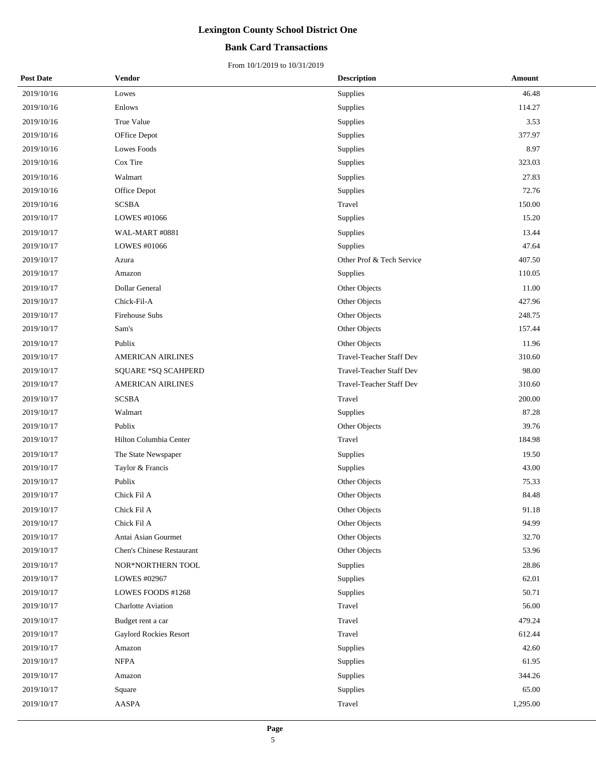# Lexington County School District One

## Bank Card Transactions

From 10/1/2019 to 10/31/2019

| Post Date | Vendor | Description | Amount |
|---|---|---|---|
| 2019/10/16 | Lowes | Supplies | 46.48 |
| 2019/10/16 | Enlows | Supplies | 114.27 |
| 2019/10/16 | True Value | Supplies | 3.53 |
| 2019/10/16 | OFfice Depot | Supplies | 377.97 |
| 2019/10/16 | Lowes Foods | Supplies | 8.97 |
| 2019/10/16 | Cox Tire | Supplies | 323.03 |
| 2019/10/16 | Walmart | Supplies | 27.83 |
| 2019/10/16 | Office Depot | Supplies | 72.76 |
| 2019/10/16 | SCSBA | Travel | 150.00 |
| 2019/10/17 | LOWES #01066 | Supplies | 15.20 |
| 2019/10/17 | WAL-MART #0881 | Supplies | 13.44 |
| 2019/10/17 | LOWES #01066 | Supplies | 47.64 |
| 2019/10/17 | Azura | Other Prof & Tech Service | 407.50 |
| 2019/10/17 | Amazon | Supplies | 110.05 |
| 2019/10/17 | Dollar General | Other Objects | 11.00 |
| 2019/10/17 | Chick-Fil-A | Other Objects | 427.96 |
| 2019/10/17 | Firehouse Subs | Other Objects | 248.75 |
| 2019/10/17 | Sam's | Other Objects | 157.44 |
| 2019/10/17 | Publix | Other Objects | 11.96 |
| 2019/10/17 | AMERICAN AIRLINES | Travel-Teacher Staff Dev | 310.60 |
| 2019/10/17 | SQUARE *SQ SCAHPERD | Travel-Teacher Staff Dev | 98.00 |
| 2019/10/17 | AMERICAN AIRLINES | Travel-Teacher Staff Dev | 310.60 |
| 2019/10/17 | SCSBA | Travel | 200.00 |
| 2019/10/17 | Walmart | Supplies | 87.28 |
| 2019/10/17 | Publix | Other Objects | 39.76 |
| 2019/10/17 | Hilton Columbia Center | Travel | 184.98 |
| 2019/10/17 | The State Newspaper | Supplies | 19.50 |
| 2019/10/17 | Taylor & Francis | Supplies | 43.00 |
| 2019/10/17 | Publix | Other Objects | 75.33 |
| 2019/10/17 | Chick Fil A | Other Objects | 84.48 |
| 2019/10/17 | Chick Fil A | Other Objects | 91.18 |
| 2019/10/17 | Chick Fil A | Other Objects | 94.99 |
| 2019/10/17 | Antai Asian Gourmet | Other Objects | 32.70 |
| 2019/10/17 | Chen's Chinese Restaurant | Other Objects | 53.96 |
| 2019/10/17 | NOR*NORTHERN TOOL | Supplies | 28.86 |
| 2019/10/17 | LOWES #02967 | Supplies | 62.01 |
| 2019/10/17 | LOWES FOODS #1268 | Supplies | 50.71 |
| 2019/10/17 | Charlotte Aviation | Travel | 56.00 |
| 2019/10/17 | Budget rent a car | Travel | 479.24 |
| 2019/10/17 | Gaylord Rockies Resort | Travel | 612.44 |
| 2019/10/17 | Amazon | Supplies | 42.60 |
| 2019/10/17 | NFPA | Supplies | 61.95 |
| 2019/10/17 | Amazon | Supplies | 344.26 |
| 2019/10/17 | Square | Supplies | 65.00 |
| 2019/10/17 | AASPA | Travel | 1,295.00 |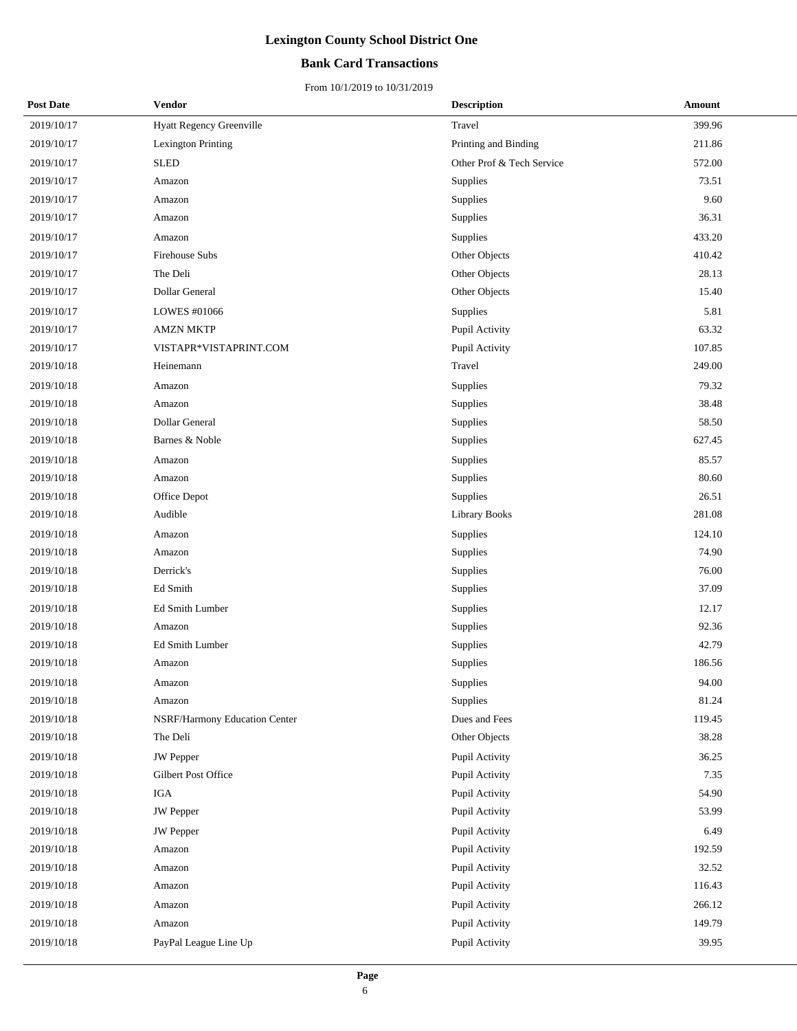# Lexington County School District One

## Bank Card Transactions

From 10/1/2019 to 10/31/2019

| Post Date | Vendor | Description | Amount |
|---|---|---|---|
| 2019/10/17 | Hyatt Regency Greenville | Travel | 399.96 |
| 2019/10/17 | Lexington Printing | Printing and Binding | 211.86 |
| 2019/10/17 | SLED | Other Prof & Tech Service | 572.00 |
| 2019/10/17 | Amazon | Supplies | 73.51 |
| 2019/10/17 | Amazon | Supplies | 9.60 |
| 2019/10/17 | Amazon | Supplies | 36.31 |
| 2019/10/17 | Amazon | Supplies | 433.20 |
| 2019/10/17 | Firehouse Subs | Other Objects | 410.42 |
| 2019/10/17 | The Deli | Other Objects | 28.13 |
| 2019/10/17 | Dollar General | Other Objects | 15.40 |
| 2019/10/17 | LOWES #01066 | Supplies | 5.81 |
| 2019/10/17 | AMZN MKTP | Pupil Activity | 63.32 |
| 2019/10/17 | VISTAPR*VISTAPRINT.COM | Pupil Activity | 107.85 |
| 2019/10/18 | Heinemann | Travel | 249.00 |
| 2019/10/18 | Amazon | Supplies | 79.32 |
| 2019/10/18 | Amazon | Supplies | 38.48 |
| 2019/10/18 | Dollar General | Supplies | 58.50 |
| 2019/10/18 | Barnes & Noble | Supplies | 627.45 |
| 2019/10/18 | Amazon | Supplies | 85.57 |
| 2019/10/18 | Amazon | Supplies | 80.60 |
| 2019/10/18 | Office Depot | Supplies | 26.51 |
| 2019/10/18 | Audible | Library Books | 281.08 |
| 2019/10/18 | Amazon | Supplies | 124.10 |
| 2019/10/18 | Amazon | Supplies | 74.90 |
| 2019/10/18 | Derrick's | Supplies | 76.00 |
| 2019/10/18 | Ed Smith | Supplies | 37.09 |
| 2019/10/18 | Ed Smith Lumber | Supplies | 12.17 |
| 2019/10/18 | Amazon | Supplies | 92.36 |
| 2019/10/18 | Ed Smith Lumber | Supplies | 42.79 |
| 2019/10/18 | Amazon | Supplies | 186.56 |
| 2019/10/18 | Amazon | Supplies | 94.00 |
| 2019/10/18 | Amazon | Supplies | 81.24 |
| 2019/10/18 | NSRF/Harmony Education Center | Dues and Fees | 119.45 |
| 2019/10/18 | The Deli | Other Objects | 38.28 |
| 2019/10/18 | JW Pepper | Pupil Activity | 36.25 |
| 2019/10/18 | Gilbert Post Office | Pupil Activity | 7.35 |
| 2019/10/18 | IGA | Pupil Activity | 54.90 |
| 2019/10/18 | JW Pepper | Pupil Activity | 53.99 |
| 2019/10/18 | JW Pepper | Pupil Activity | 6.49 |
| 2019/10/18 | Amazon | Pupil Activity | 192.59 |
| 2019/10/18 | Amazon | Pupil Activity | 32.52 |
| 2019/10/18 | Amazon | Pupil Activity | 116.43 |
| 2019/10/18 | Amazon | Pupil Activity | 266.12 |
| 2019/10/18 | Amazon | Pupil Activity | 149.79 |
| 2019/10/18 | PayPal League Line Up | Pupil Activity | 39.95 |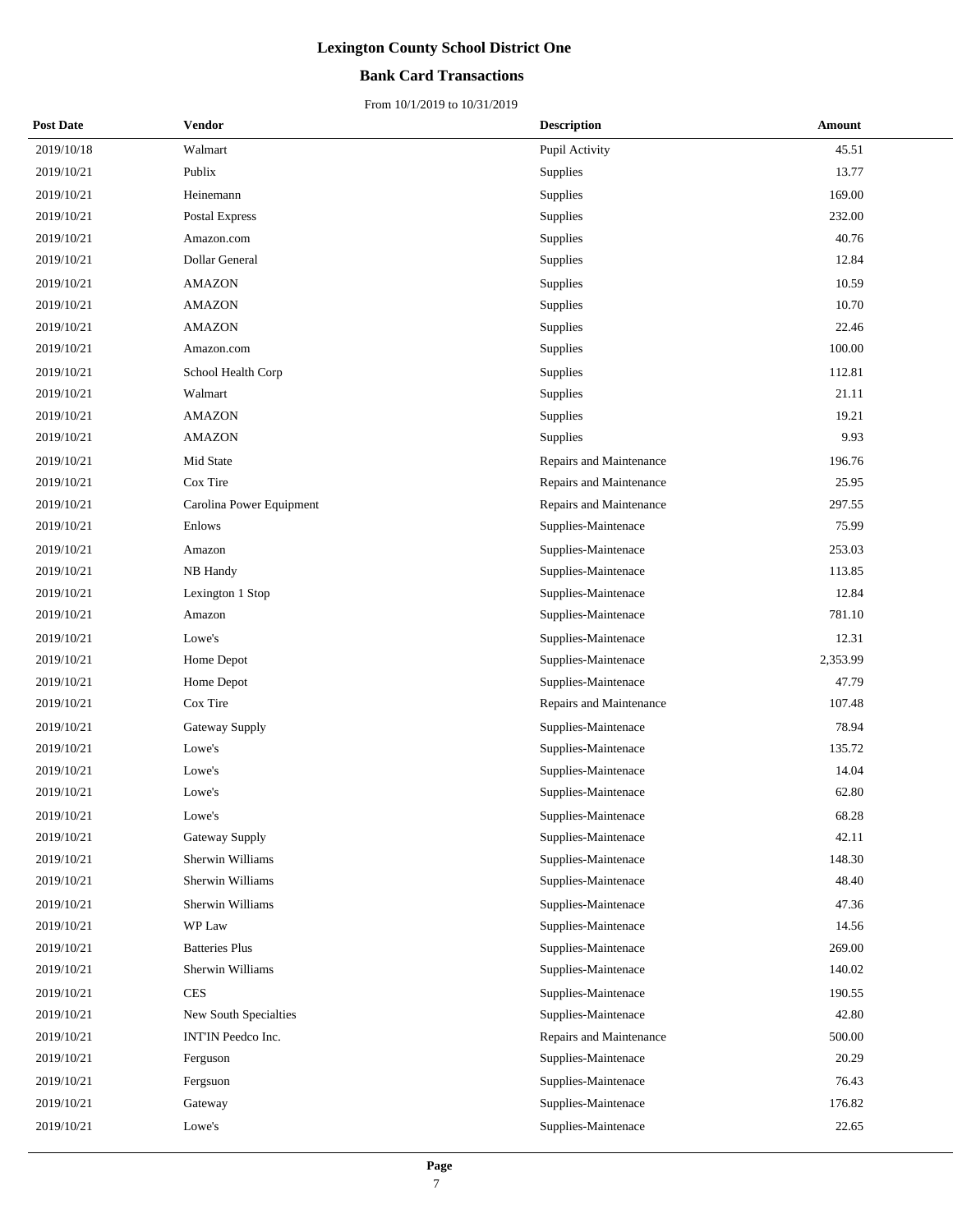# Lexington County School District One

## Bank Card Transactions

From 10/1/2019 to 10/31/2019

| Post Date | Vendor | Description | Amount |
|---|---|---|---|
| 2019/10/18 | Walmart | Pupil Activity | 45.51 |
| 2019/10/21 | Publix | Supplies | 13.77 |
| 2019/10/21 | Heinemann | Supplies | 169.00 |
| 2019/10/21 | Postal Express | Supplies | 232.00 |
| 2019/10/21 | Amazon.com | Supplies | 40.76 |
| 2019/10/21 | Dollar General | Supplies | 12.84 |
| 2019/10/21 | AMAZON | Supplies | 10.59 |
| 2019/10/21 | AMAZON | Supplies | 10.70 |
| 2019/10/21 | AMAZON | Supplies | 22.46 |
| 2019/10/21 | Amazon.com | Supplies | 100.00 |
| 2019/10/21 | School Health Corp | Supplies | 112.81 |
| 2019/10/21 | Walmart | Supplies | 21.11 |
| 2019/10/21 | AMAZON | Supplies | 19.21 |
| 2019/10/21 | AMAZON | Supplies | 9.93 |
| 2019/10/21 | Mid State | Repairs and Maintenance | 196.76 |
| 2019/10/21 | Cox Tire | Repairs and Maintenance | 25.95 |
| 2019/10/21 | Carolina Power Equipment | Repairs and Maintenance | 297.55 |
| 2019/10/21 | Enlows | Supplies-Maintenace | 75.99 |
| 2019/10/21 | Amazon | Supplies-Maintenace | 253.03 |
| 2019/10/21 | NB Handy | Supplies-Maintenace | 113.85 |
| 2019/10/21 | Lexington 1 Stop | Supplies-Maintenace | 12.84 |
| 2019/10/21 | Amazon | Supplies-Maintenace | 781.10 |
| 2019/10/21 | Lowe's | Supplies-Maintenace | 12.31 |
| 2019/10/21 | Home Depot | Supplies-Maintenace | 2,353.99 |
| 2019/10/21 | Home Depot | Supplies-Maintenace | 47.79 |
| 2019/10/21 | Cox Tire | Repairs and Maintenance | 107.48 |
| 2019/10/21 | Gateway Supply | Supplies-Maintenace | 78.94 |
| 2019/10/21 | Lowe's | Supplies-Maintenace | 135.72 |
| 2019/10/21 | Lowe's | Supplies-Maintenace | 14.04 |
| 2019/10/21 | Lowe's | Supplies-Maintenace | 62.80 |
| 2019/10/21 | Lowe's | Supplies-Maintenace | 68.28 |
| 2019/10/21 | Gateway Supply | Supplies-Maintenace | 42.11 |
| 2019/10/21 | Sherwin Williams | Supplies-Maintenace | 148.30 |
| 2019/10/21 | Sherwin Williams | Supplies-Maintenace | 48.40 |
| 2019/10/21 | Sherwin Williams | Supplies-Maintenace | 47.36 |
| 2019/10/21 | WP Law | Supplies-Maintenace | 14.56 |
| 2019/10/21 | Batteries Plus | Supplies-Maintenace | 269.00 |
| 2019/10/21 | Sherwin Williams | Supplies-Maintenace | 140.02 |
| 2019/10/21 | CES | Supplies-Maintenace | 190.55 |
| 2019/10/21 | New South Specialties | Supplies-Maintenace | 42.80 |
| 2019/10/21 | INT'IN Peedco Inc. | Repairs and Maintenance | 500.00 |
| 2019/10/21 | Ferguson | Supplies-Maintenace | 20.29 |
| 2019/10/21 | Fergsuon | Supplies-Maintenace | 76.43 |
| 2019/10/21 | Gateway | Supplies-Maintenace | 176.82 |
| 2019/10/21 | Lowe's | Supplies-Maintenace | 22.65 |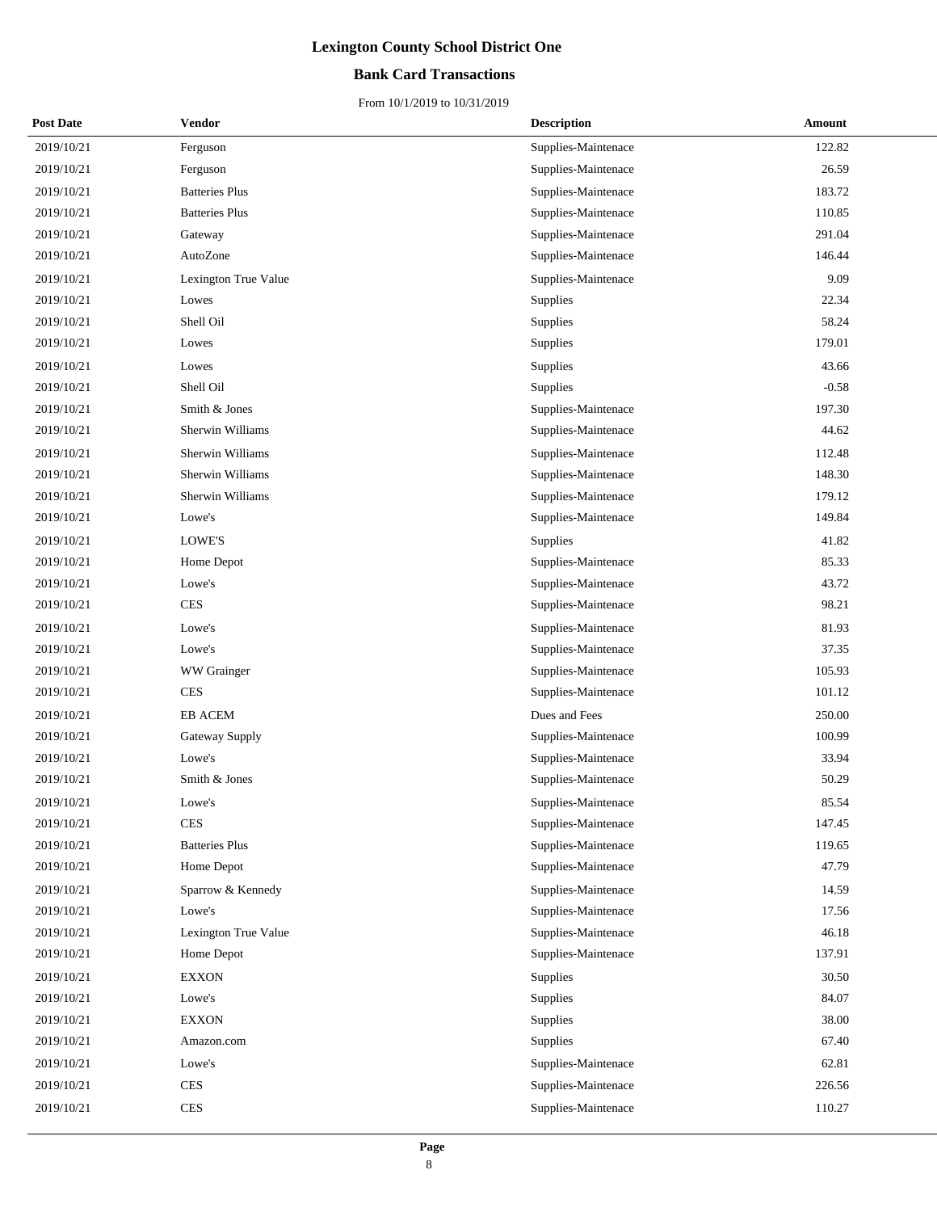# Lexington County School District One

## Bank Card Transactions

From 10/1/2019 to 10/31/2019

| Post Date | Vendor | Description | Amount |
|---|---|---|---|
| 2019/10/21 | Ferguson | Supplies-Maintenace | 122.82 |
| 2019/10/21 | Ferguson | Supplies-Maintenace | 26.59 |
| 2019/10/21 | Batteries Plus | Supplies-Maintenace | 183.72 |
| 2019/10/21 | Batteries Plus | Supplies-Maintenace | 110.85 |
| 2019/10/21 | Gateway | Supplies-Maintenace | 291.04 |
| 2019/10/21 | AutoZone | Supplies-Maintenace | 146.44 |
| 2019/10/21 | Lexington True Value | Supplies-Maintenace | 9.09 |
| 2019/10/21 | Lowes | Supplies | 22.34 |
| 2019/10/21 | Shell Oil | Supplies | 58.24 |
| 2019/10/21 | Lowes | Supplies | 179.01 |
| 2019/10/21 | Lowes | Supplies | 43.66 |
| 2019/10/21 | Shell Oil | Supplies | -0.58 |
| 2019/10/21 | Smith & Jones | Supplies-Maintenace | 197.30 |
| 2019/10/21 | Sherwin Williams | Supplies-Maintenace | 44.62 |
| 2019/10/21 | Sherwin Williams | Supplies-Maintenace | 112.48 |
| 2019/10/21 | Sherwin Williams | Supplies-Maintenace | 148.30 |
| 2019/10/21 | Sherwin Williams | Supplies-Maintenace | 179.12 |
| 2019/10/21 | Lowe's | Supplies-Maintenace | 149.84 |
| 2019/10/21 | LOWE'S | Supplies | 41.82 |
| 2019/10/21 | Home Depot | Supplies-Maintenace | 85.33 |
| 2019/10/21 | Lowe's | Supplies-Maintenace | 43.72 |
| 2019/10/21 | CES | Supplies-Maintenace | 98.21 |
| 2019/10/21 | Lowe's | Supplies-Maintenace | 81.93 |
| 2019/10/21 | Lowe's | Supplies-Maintenace | 37.35 |
| 2019/10/21 | WW Grainger | Supplies-Maintenace | 105.93 |
| 2019/10/21 | CES | Supplies-Maintenace | 101.12 |
| 2019/10/21 | EB ACEM | Dues and Fees | 250.00 |
| 2019/10/21 | Gateway Supply | Supplies-Maintenace | 100.99 |
| 2019/10/21 | Lowe's | Supplies-Maintenace | 33.94 |
| 2019/10/21 | Smith & Jones | Supplies-Maintenace | 50.29 |
| 2019/10/21 | Lowe's | Supplies-Maintenace | 85.54 |
| 2019/10/21 | CES | Supplies-Maintenace | 147.45 |
| 2019/10/21 | Batteries Plus | Supplies-Maintenace | 119.65 |
| 2019/10/21 | Home Depot | Supplies-Maintenace | 47.79 |
| 2019/10/21 | Sparrow & Kennedy | Supplies-Maintenace | 14.59 |
| 2019/10/21 | Lowe's | Supplies-Maintenace | 17.56 |
| 2019/10/21 | Lexington True Value | Supplies-Maintenace | 46.18 |
| 2019/10/21 | Home Depot | Supplies-Maintenace | 137.91 |
| 2019/10/21 | EXXON | Supplies | 30.50 |
| 2019/10/21 | Lowe's | Supplies | 84.07 |
| 2019/10/21 | EXXON | Supplies | 38.00 |
| 2019/10/21 | Amazon.com | Supplies | 67.40 |
| 2019/10/21 | Lowe's | Supplies-Maintenace | 62.81 |
| 2019/10/21 | CES | Supplies-Maintenace | 226.56 |
| 2019/10/21 | CES | Supplies-Maintenace | 110.27 |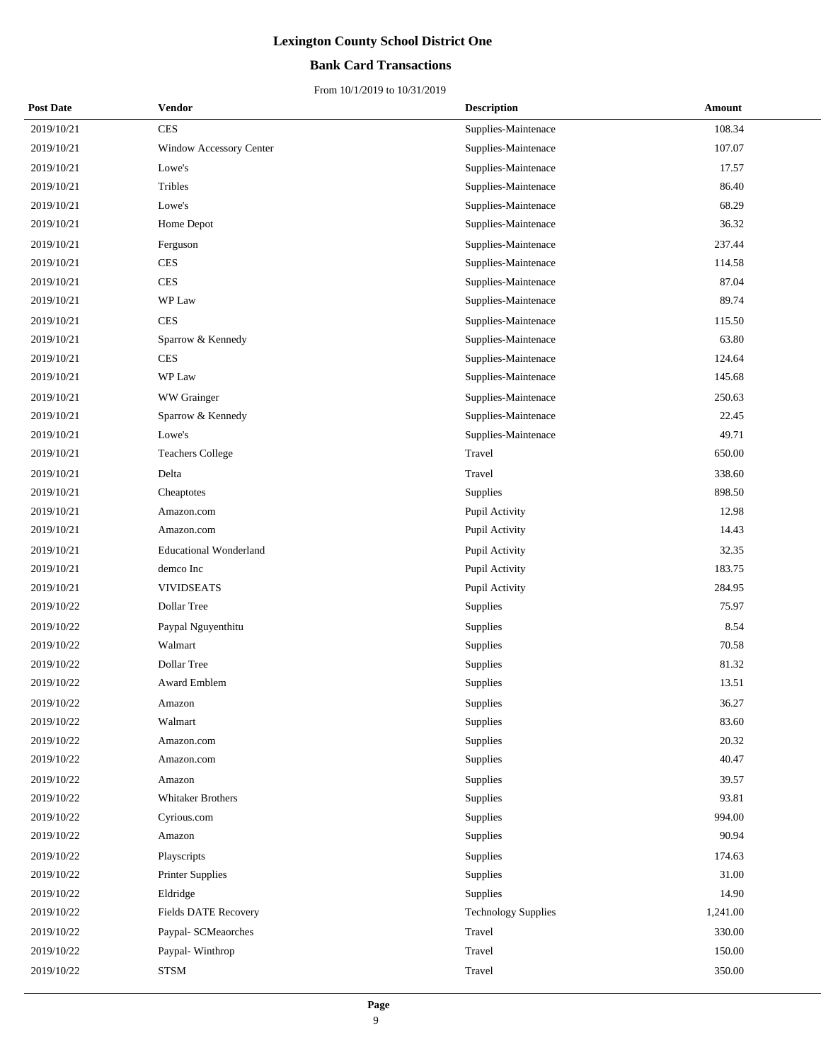# Lexington County School District One

## Bank Card Transactions

From 10/1/2019 to 10/31/2019

| Post Date | Vendor | Description | Amount |
|---|---|---|---|
| 2019/10/21 | CES | Supplies-Maintenace | 108.34 |
| 2019/10/21 | Window Accessory Center | Supplies-Maintenace | 107.07 |
| 2019/10/21 | Lowe's | Supplies-Maintenace | 17.57 |
| 2019/10/21 | Tribles | Supplies-Maintenace | 86.40 |
| 2019/10/21 | Lowe's | Supplies-Maintenace | 68.29 |
| 2019/10/21 | Home Depot | Supplies-Maintenace | 36.32 |
| 2019/10/21 | Ferguson | Supplies-Maintenace | 237.44 |
| 2019/10/21 | CES | Supplies-Maintenace | 114.58 |
| 2019/10/21 | CES | Supplies-Maintenace | 87.04 |
| 2019/10/21 | WP Law | Supplies-Maintenace | 89.74 |
| 2019/10/21 | CES | Supplies-Maintenace | 115.50 |
| 2019/10/21 | Sparrow & Kennedy | Supplies-Maintenace | 63.80 |
| 2019/10/21 | CES | Supplies-Maintenace | 124.64 |
| 2019/10/21 | WP Law | Supplies-Maintenace | 145.68 |
| 2019/10/21 | WW Grainger | Supplies-Maintenace | 250.63 |
| 2019/10/21 | Sparrow & Kennedy | Supplies-Maintenace | 22.45 |
| 2019/10/21 | Lowe's | Supplies-Maintenace | 49.71 |
| 2019/10/21 | Teachers College | Travel | 650.00 |
| 2019/10/21 | Delta | Travel | 338.60 |
| 2019/10/21 | Cheaptotes | Supplies | 898.50 |
| 2019/10/21 | Amazon.com | Pupil Activity | 12.98 |
| 2019/10/21 | Amazon.com | Pupil Activity | 14.43 |
| 2019/10/21 | Educational Wonderland | Pupil Activity | 32.35 |
| 2019/10/21 | demco Inc | Pupil Activity | 183.75 |
| 2019/10/21 | VIVIDSEATS | Pupil Activity | 284.95 |
| 2019/10/22 | Dollar Tree | Supplies | 75.97 |
| 2019/10/22 | Paypal Nguyenthitu | Supplies | 8.54 |
| 2019/10/22 | Walmart | Supplies | 70.58 |
| 2019/10/22 | Dollar Tree | Supplies | 81.32 |
| 2019/10/22 | Award Emblem | Supplies | 13.51 |
| 2019/10/22 | Amazon | Supplies | 36.27 |
| 2019/10/22 | Walmart | Supplies | 83.60 |
| 2019/10/22 | Amazon.com | Supplies | 20.32 |
| 2019/10/22 | Amazon.com | Supplies | 40.47 |
| 2019/10/22 | Amazon | Supplies | 39.57 |
| 2019/10/22 | Whitaker Brothers | Supplies | 93.81 |
| 2019/10/22 | Cyrious.com | Supplies | 994.00 |
| 2019/10/22 | Amazon | Supplies | 90.94 |
| 2019/10/22 | Playscripts | Supplies | 174.63 |
| 2019/10/22 | Printer Supplies | Supplies | 31.00 |
| 2019/10/22 | Eldridge | Supplies | 14.90 |
| 2019/10/22 | Fields DATE Recovery | Technology Supplies | 1,241.00 |
| 2019/10/22 | Paypal- SCMeaorches | Travel | 330.00 |
| 2019/10/22 | Paypal- Winthrop | Travel | 150.00 |
| 2019/10/22 | STSM | Travel | 350.00 |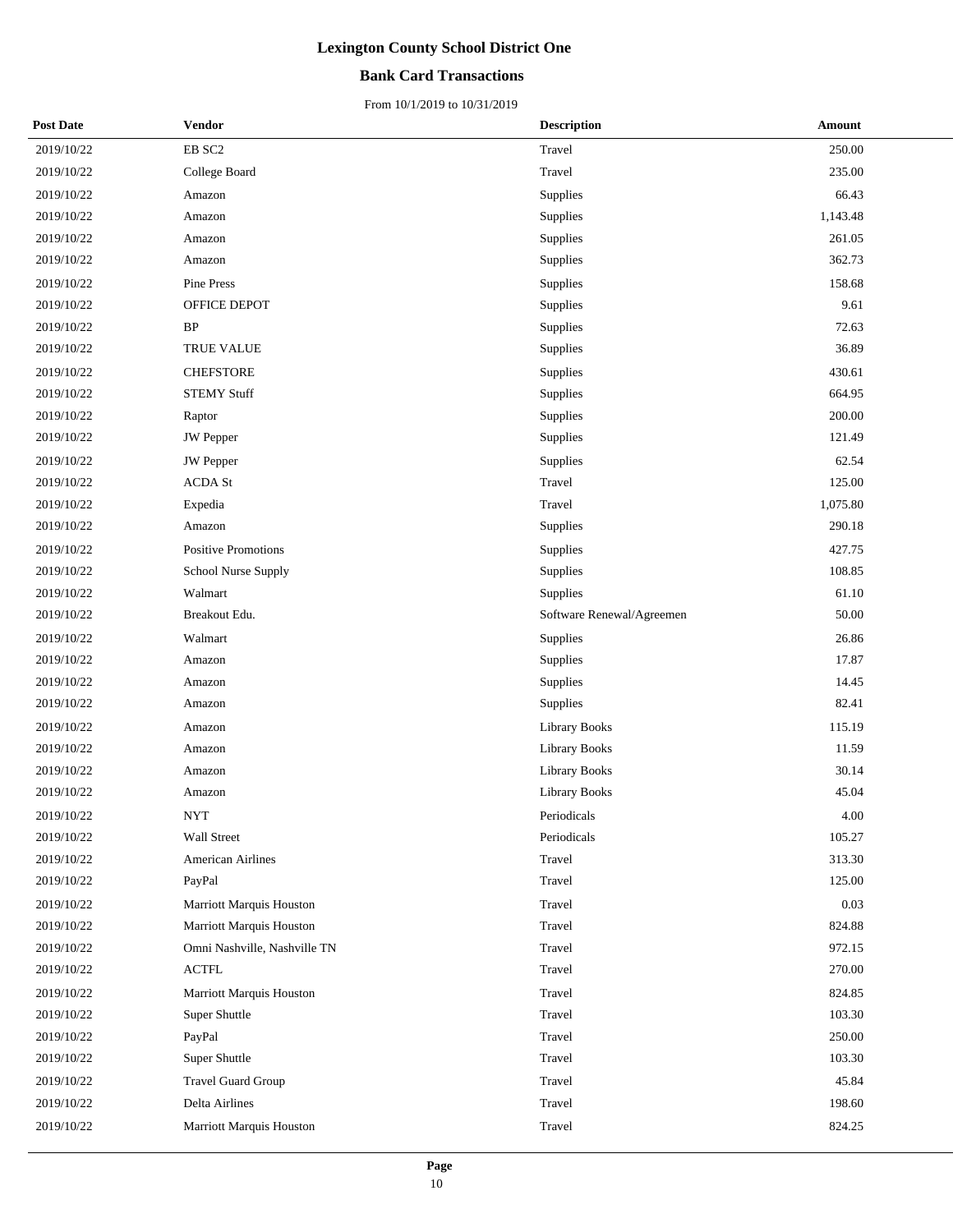# Lexington County School District One

## Bank Card Transactions

From 10/1/2019 to 10/31/2019

| Post Date | Vendor | Description | Amount |
|---|---|---|---|
| 2019/10/22 | EB SC2 | Travel | 250.00 |
| 2019/10/22 | College Board | Travel | 235.00 |
| 2019/10/22 | Amazon | Supplies | 66.43 |
| 2019/10/22 | Amazon | Supplies | 1,143.48 |
| 2019/10/22 | Amazon | Supplies | 261.05 |
| 2019/10/22 | Amazon | Supplies | 362.73 |
| 2019/10/22 | Pine Press | Supplies | 158.68 |
| 2019/10/22 | OFFICE DEPOT | Supplies | 9.61 |
| 2019/10/22 | BP | Supplies | 72.63 |
| 2019/10/22 | TRUE VALUE | Supplies | 36.89 |
| 2019/10/22 | CHEFSTORE | Supplies | 430.61 |
| 2019/10/22 | STEMY Stuff | Supplies | 664.95 |
| 2019/10/22 | Raptor | Supplies | 200.00 |
| 2019/10/22 | JW Pepper | Supplies | 121.49 |
| 2019/10/22 | JW Pepper | Supplies | 62.54 |
| 2019/10/22 | ACDA St | Travel | 125.00 |
| 2019/10/22 | Expedia | Travel | 1,075.80 |
| 2019/10/22 | Amazon | Supplies | 290.18 |
| 2019/10/22 | Positive Promotions | Supplies | 427.75 |
| 2019/10/22 | School Nurse Supply | Supplies | 108.85 |
| 2019/10/22 | Walmart | Supplies | 61.10 |
| 2019/10/22 | Breakout Edu. | Software Renewal/Agreemen | 50.00 |
| 2019/10/22 | Walmart | Supplies | 26.86 |
| 2019/10/22 | Amazon | Supplies | 17.87 |
| 2019/10/22 | Amazon | Supplies | 14.45 |
| 2019/10/22 | Amazon | Supplies | 82.41 |
| 2019/10/22 | Amazon | Library Books | 115.19 |
| 2019/10/22 | Amazon | Library Books | 11.59 |
| 2019/10/22 | Amazon | Library Books | 30.14 |
| 2019/10/22 | Amazon | Library Books | 45.04 |
| 2019/10/22 | NYT | Periodicals | 4.00 |
| 2019/10/22 | Wall Street | Periodicals | 105.27 |
| 2019/10/22 | American Airlines | Travel | 313.30 |
| 2019/10/22 | PayPal | Travel | 125.00 |
| 2019/10/22 | Marriott Marquis Houston | Travel | 0.03 |
| 2019/10/22 | Marriott Marquis Houston | Travel | 824.88 |
| 2019/10/22 | Omni Nashville, Nashville TN | Travel | 972.15 |
| 2019/10/22 | ACTFL | Travel | 270.00 |
| 2019/10/22 | Marriott Marquis Houston | Travel | 824.85 |
| 2019/10/22 | Super Shuttle | Travel | 103.30 |
| 2019/10/22 | PayPal | Travel | 250.00 |
| 2019/10/22 | Super Shuttle | Travel | 103.30 |
| 2019/10/22 | Travel Guard Group | Travel | 45.84 |
| 2019/10/22 | Delta Airlines | Travel | 198.60 |
| 2019/10/22 | Marriott Marquis Houston | Travel | 824.25 |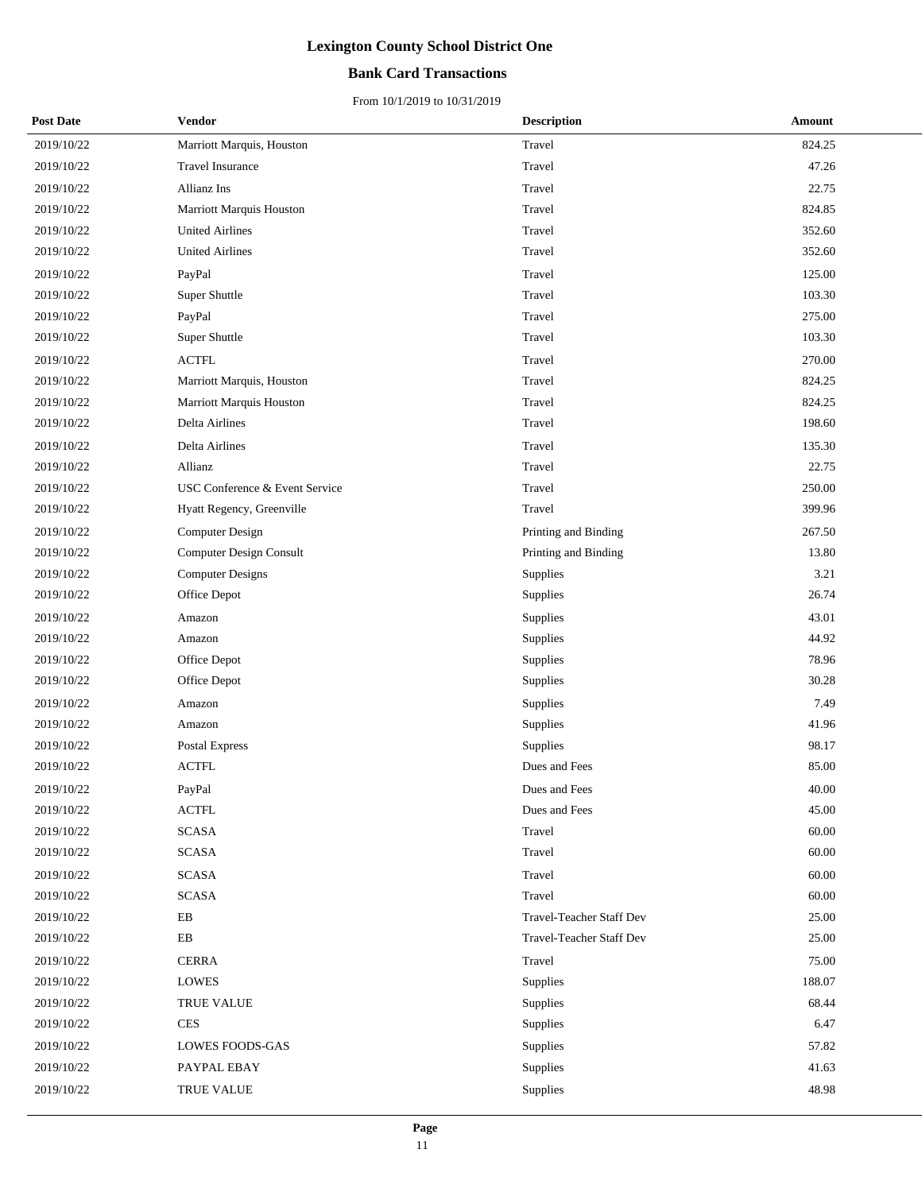# Lexington County School District One

## Bank Card Transactions

From 10/1/2019 to 10/31/2019

| Post Date | Vendor | Description | Amount |
|---|---|---|---|
| 2019/10/22 | Marriott Marquis, Houston | Travel | 824.25 |
| 2019/10/22 | Travel Insurance | Travel | 47.26 |
| 2019/10/22 | Allianz Ins | Travel | 22.75 |
| 2019/10/22 | Marriott Marquis Houston | Travel | 824.85 |
| 2019/10/22 | United Airlines | Travel | 352.60 |
| 2019/10/22 | United Airlines | Travel | 352.60 |
| 2019/10/22 | PayPal | Travel | 125.00 |
| 2019/10/22 | Super Shuttle | Travel | 103.30 |
| 2019/10/22 | PayPal | Travel | 275.00 |
| 2019/10/22 | Super Shuttle | Travel | 103.30 |
| 2019/10/22 | ACTFL | Travel | 270.00 |
| 2019/10/22 | Marriott Marquis, Houston | Travel | 824.25 |
| 2019/10/22 | Marriott Marquis Houston | Travel | 824.25 |
| 2019/10/22 | Delta Airlines | Travel | 198.60 |
| 2019/10/22 | Delta Airlines | Travel | 135.30 |
| 2019/10/22 | Allianz | Travel | 22.75 |
| 2019/10/22 | USC Conference & Event Service | Travel | 250.00 |
| 2019/10/22 | Hyatt Regency, Greenville | Travel | 399.96 |
| 2019/10/22 | Computer Design | Printing and Binding | 267.50 |
| 2019/10/22 | Computer Design Consult | Printing and Binding | 13.80 |
| 2019/10/22 | Computer Designs | Supplies | 3.21 |
| 2019/10/22 | Office Depot | Supplies | 26.74 |
| 2019/10/22 | Amazon | Supplies | 43.01 |
| 2019/10/22 | Amazon | Supplies | 44.92 |
| 2019/10/22 | Office Depot | Supplies | 78.96 |
| 2019/10/22 | Office Depot | Supplies | 30.28 |
| 2019/10/22 | Amazon | Supplies | 7.49 |
| 2019/10/22 | Amazon | Supplies | 41.96 |
| 2019/10/22 | Postal Express | Supplies | 98.17 |
| 2019/10/22 | ACTFL | Dues and Fees | 85.00 |
| 2019/10/22 | PayPal | Dues and Fees | 40.00 |
| 2019/10/22 | ACTFL | Dues and Fees | 45.00 |
| 2019/10/22 | SCASA | Travel | 60.00 |
| 2019/10/22 | SCASA | Travel | 60.00 |
| 2019/10/22 | SCASA | Travel | 60.00 |
| 2019/10/22 | SCASA | Travel | 60.00 |
| 2019/10/22 | EB | Travel-Teacher Staff Dev | 25.00 |
| 2019/10/22 | EB | Travel-Teacher Staff Dev | 25.00 |
| 2019/10/22 | CERRA | Travel | 75.00 |
| 2019/10/22 | LOWES | Supplies | 188.07 |
| 2019/10/22 | TRUE VALUE | Supplies | 68.44 |
| 2019/10/22 | CES | Supplies | 6.47 |
| 2019/10/22 | LOWES FOODS-GAS | Supplies | 57.82 |
| 2019/10/22 | PAYPAL EBAY | Supplies | 41.63 |
| 2019/10/22 | TRUE VALUE | Supplies | 48.98 |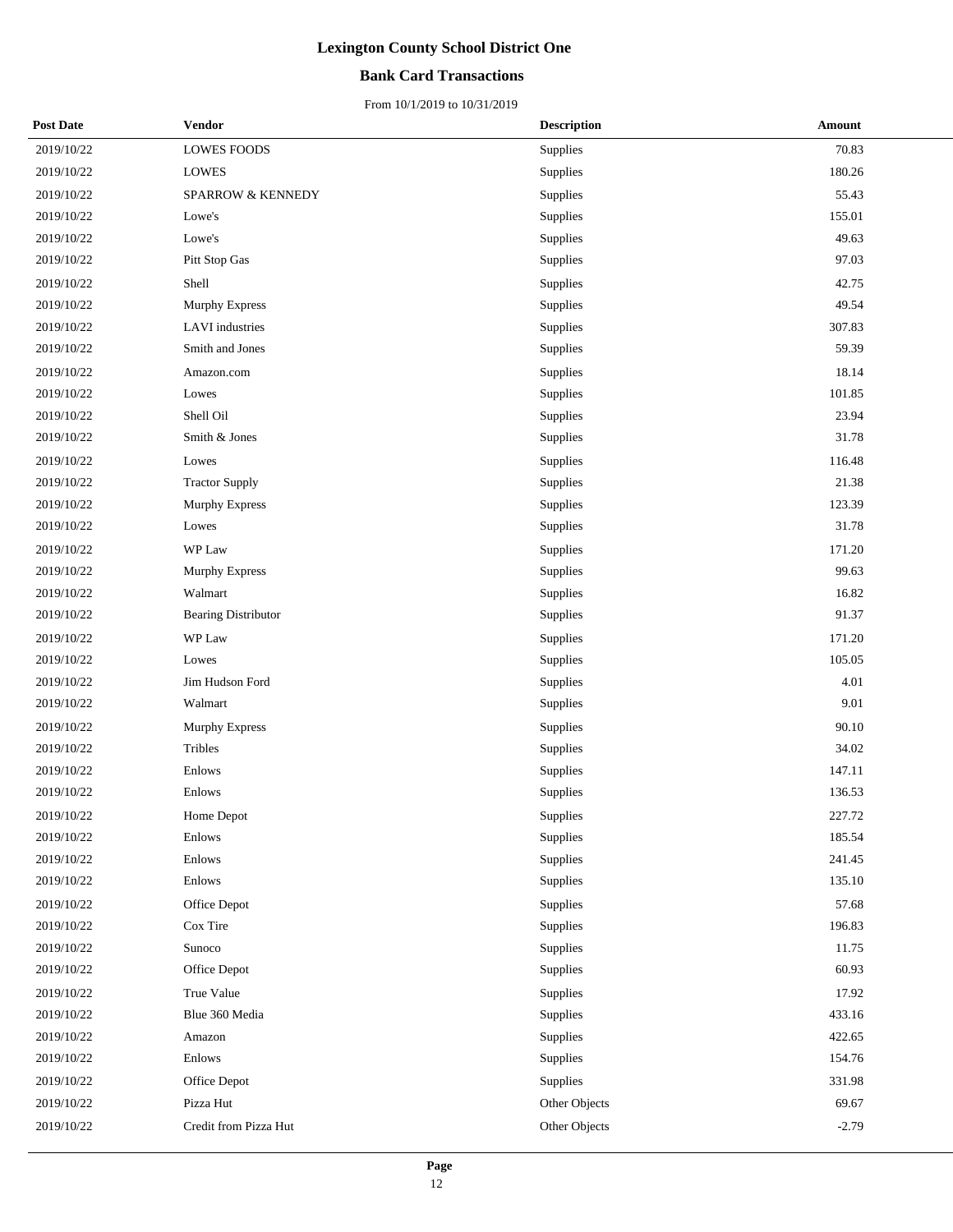# Lexington County School District One

## Bank Card Transactions

From 10/1/2019 to 10/31/2019

| Post Date | Vendor | Description | Amount |
|---|---|---|---|
| 2019/10/22 | LOWES FOODS | Supplies | 70.83 |
| 2019/10/22 | LOWES | Supplies | 180.26 |
| 2019/10/22 | SPARROW & KENNEDY | Supplies | 55.43 |
| 2019/10/22 | Lowe's | Supplies | 155.01 |
| 2019/10/22 | Lowe's | Supplies | 49.63 |
| 2019/10/22 | Pitt Stop Gas | Supplies | 97.03 |
| 2019/10/22 | Shell | Supplies | 42.75 |
| 2019/10/22 | Murphy Express | Supplies | 49.54 |
| 2019/10/22 | LAVI industries | Supplies | 307.83 |
| 2019/10/22 | Smith and Jones | Supplies | 59.39 |
| 2019/10/22 | Amazon.com | Supplies | 18.14 |
| 2019/10/22 | Lowes | Supplies | 101.85 |
| 2019/10/22 | Shell Oil | Supplies | 23.94 |
| 2019/10/22 | Smith & Jones | Supplies | 31.78 |
| 2019/10/22 | Lowes | Supplies | 116.48 |
| 2019/10/22 | Tractor Supply | Supplies | 21.38 |
| 2019/10/22 | Murphy Express | Supplies | 123.39 |
| 2019/10/22 | Lowes | Supplies | 31.78 |
| 2019/10/22 | WP Law | Supplies | 171.20 |
| 2019/10/22 | Murphy Express | Supplies | 99.63 |
| 2019/10/22 | Walmart | Supplies | 16.82 |
| 2019/10/22 | Bearing Distributor | Supplies | 91.37 |
| 2019/10/22 | WP Law | Supplies | 171.20 |
| 2019/10/22 | Lowes | Supplies | 105.05 |
| 2019/10/22 | Jim Hudson Ford | Supplies | 4.01 |
| 2019/10/22 | Walmart | Supplies | 9.01 |
| 2019/10/22 | Murphy Express | Supplies | 90.10 |
| 2019/10/22 | Tribles | Supplies | 34.02 |
| 2019/10/22 | Enlows | Supplies | 147.11 |
| 2019/10/22 | Enlows | Supplies | 136.53 |
| 2019/10/22 | Home Depot | Supplies | 227.72 |
| 2019/10/22 | Enlows | Supplies | 185.54 |
| 2019/10/22 | Enlows | Supplies | 241.45 |
| 2019/10/22 | Enlows | Supplies | 135.10 |
| 2019/10/22 | Office Depot | Supplies | 57.68 |
| 2019/10/22 | Cox Tire | Supplies | 196.83 |
| 2019/10/22 | Sunoco | Supplies | 11.75 |
| 2019/10/22 | Office Depot | Supplies | 60.93 |
| 2019/10/22 | True Value | Supplies | 17.92 |
| 2019/10/22 | Blue 360 Media | Supplies | 433.16 |
| 2019/10/22 | Amazon | Supplies | 422.65 |
| 2019/10/22 | Enlows | Supplies | 154.76 |
| 2019/10/22 | Office Depot | Supplies | 331.98 |
| 2019/10/22 | Pizza Hut | Other Objects | 69.67 |
| 2019/10/22 | Credit from Pizza Hut | Other Objects | -2.79 |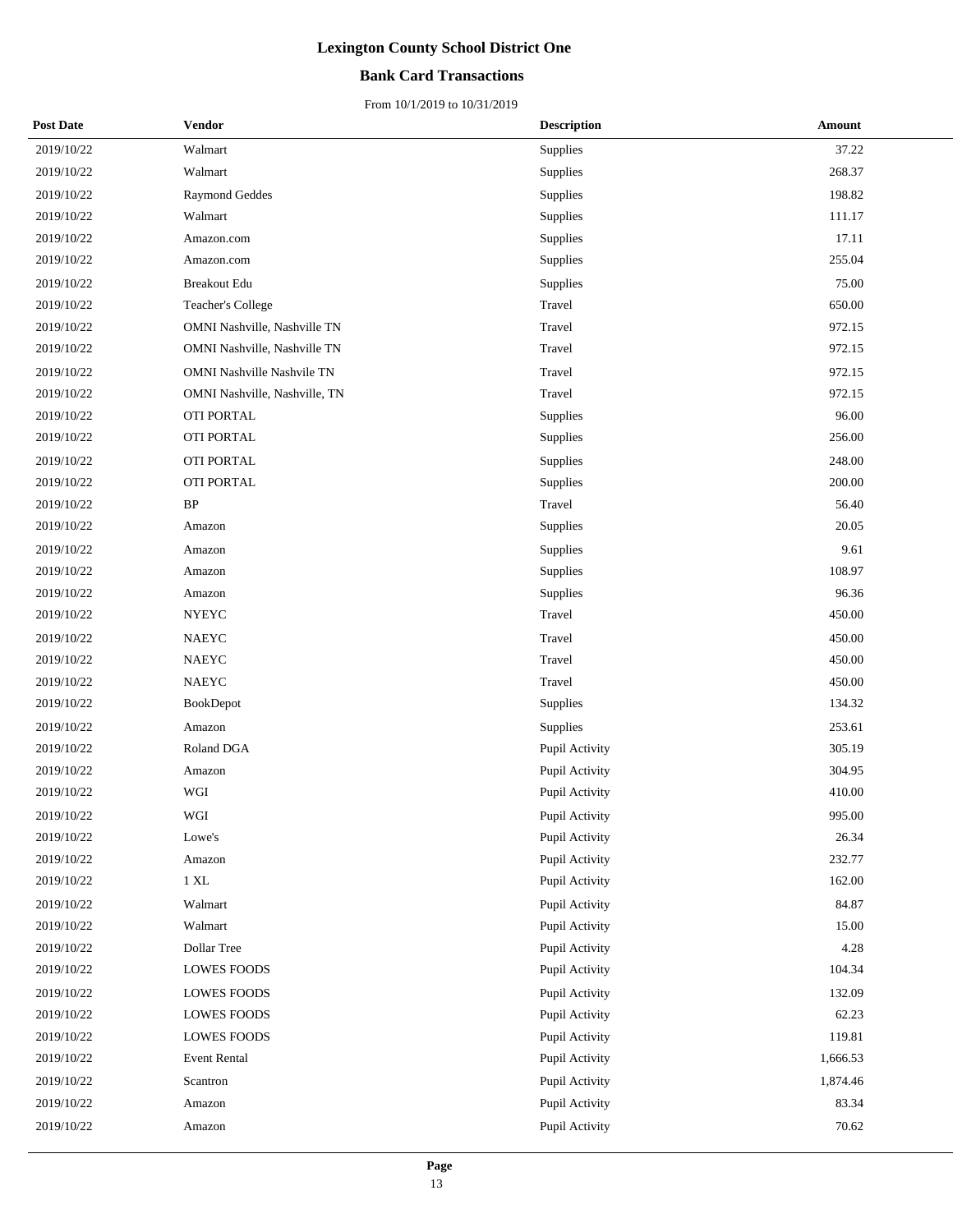# Lexington County School District One

## Bank Card Transactions

From 10/1/2019 to 10/31/2019

| Post Date | Vendor | Description | Amount |
|---|---|---|---|
| 2019/10/22 | Walmart | Supplies | 37.22 |
| 2019/10/22 | Walmart | Supplies | 268.37 |
| 2019/10/22 | Raymond Geddes | Supplies | 198.82 |
| 2019/10/22 | Walmart | Supplies | 111.17 |
| 2019/10/22 | Amazon.com | Supplies | 17.11 |
| 2019/10/22 | Amazon.com | Supplies | 255.04 |
| 2019/10/22 | Breakout Edu | Supplies | 75.00 |
| 2019/10/22 | Teacher's College | Travel | 650.00 |
| 2019/10/22 | OMNI Nashville, Nashville TN | Travel | 972.15 |
| 2019/10/22 | OMNI Nashville, Nashville TN | Travel | 972.15 |
| 2019/10/22 | OMNI Nashville Nashvile TN | Travel | 972.15 |
| 2019/10/22 | OMNI Nashville, Nashville, TN | Travel | 972.15 |
| 2019/10/22 | OTI PORTAL | Supplies | 96.00 |
| 2019/10/22 | OTI PORTAL | Supplies | 256.00 |
| 2019/10/22 | OTI PORTAL | Supplies | 248.00 |
| 2019/10/22 | OTI PORTAL | Supplies | 200.00 |
| 2019/10/22 | BP | Travel | 56.40 |
| 2019/10/22 | Amazon | Supplies | 20.05 |
| 2019/10/22 | Amazon | Supplies | 9.61 |
| 2019/10/22 | Amazon | Supplies | 108.97 |
| 2019/10/22 | Amazon | Supplies | 96.36 |
| 2019/10/22 | NYEYC | Travel | 450.00 |
| 2019/10/22 | NAEYC | Travel | 450.00 |
| 2019/10/22 | NAEYC | Travel | 450.00 |
| 2019/10/22 | NAEYC | Travel | 450.00 |
| 2019/10/22 | BookDepot | Supplies | 134.32 |
| 2019/10/22 | Amazon | Supplies | 253.61 |
| 2019/10/22 | Roland DGA | Pupil Activity | 305.19 |
| 2019/10/22 | Amazon | Pupil Activity | 304.95 |
| 2019/10/22 | WGI | Pupil Activity | 410.00 |
| 2019/10/22 | WGI | Pupil Activity | 995.00 |
| 2019/10/22 | Lowe's | Pupil Activity | 26.34 |
| 2019/10/22 | Amazon | Pupil Activity | 232.77 |
| 2019/10/22 | 1 XL | Pupil Activity | 162.00 |
| 2019/10/22 | Walmart | Pupil Activity | 84.87 |
| 2019/10/22 | Walmart | Pupil Activity | 15.00 |
| 2019/10/22 | Dollar Tree | Pupil Activity | 4.28 |
| 2019/10/22 | LOWES FOODS | Pupil Activity | 104.34 |
| 2019/10/22 | LOWES FOODS | Pupil Activity | 132.09 |
| 2019/10/22 | LOWES FOODS | Pupil Activity | 62.23 |
| 2019/10/22 | LOWES FOODS | Pupil Activity | 119.81 |
| 2019/10/22 | Event Rental | Pupil Activity | 1,666.53 |
| 2019/10/22 | Scantron | Pupil Activity | 1,874.46 |
| 2019/10/22 | Amazon | Pupil Activity | 83.34 |
| 2019/10/22 | Amazon | Pupil Activity | 70.62 |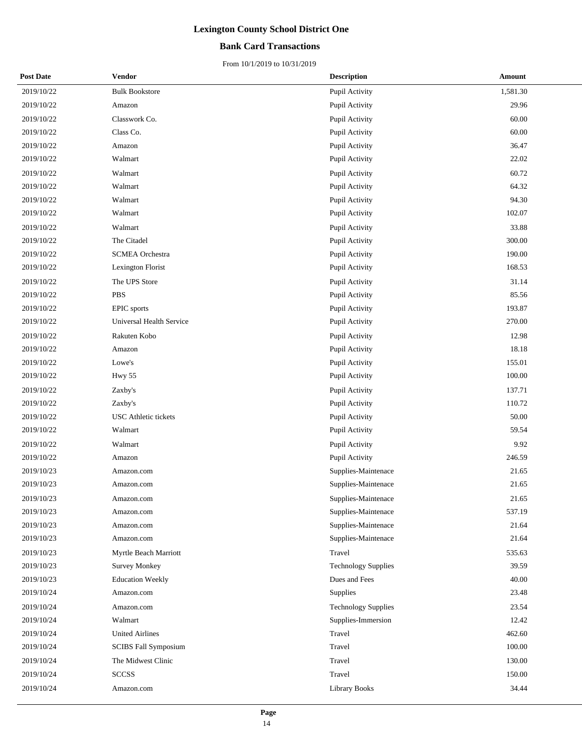# Lexington County School District One

## Bank Card Transactions

From 10/1/2019 to 10/31/2019

| Post Date | Vendor | Description | Amount |
|---|---|---|---|
| 2019/10/22 | Bulk Bookstore | Pupil Activity | 1,581.30 |
| 2019/10/22 | Amazon | Pupil Activity | 29.96 |
| 2019/10/22 | Classwork Co. | Pupil Activity | 60.00 |
| 2019/10/22 | Class Co. | Pupil Activity | 60.00 |
| 2019/10/22 | Amazon | Pupil Activity | 36.47 |
| 2019/10/22 | Walmart | Pupil Activity | 22.02 |
| 2019/10/22 | Walmart | Pupil Activity | 60.72 |
| 2019/10/22 | Walmart | Pupil Activity | 64.32 |
| 2019/10/22 | Walmart | Pupil Activity | 94.30 |
| 2019/10/22 | Walmart | Pupil Activity | 102.07 |
| 2019/10/22 | Walmart | Pupil Activity | 33.88 |
| 2019/10/22 | The Citadel | Pupil Activity | 300.00 |
| 2019/10/22 | SCMEA Orchestra | Pupil Activity | 190.00 |
| 2019/10/22 | Lexington Florist | Pupil Activity | 168.53 |
| 2019/10/22 | The UPS Store | Pupil Activity | 31.14 |
| 2019/10/22 | PBS | Pupil Activity | 85.56 |
| 2019/10/22 | EPIC sports | Pupil Activity | 193.87 |
| 2019/10/22 | Universal Health Service | Pupil Activity | 270.00 |
| 2019/10/22 | Rakuten Kobo | Pupil Activity | 12.98 |
| 2019/10/22 | Amazon | Pupil Activity | 18.18 |
| 2019/10/22 | Lowe's | Pupil Activity | 155.01 |
| 2019/10/22 | Hwy 55 | Pupil Activity | 100.00 |
| 2019/10/22 | Zaxby's | Pupil Activity | 137.71 |
| 2019/10/22 | Zaxby's | Pupil Activity | 110.72 |
| 2019/10/22 | USC Athletic tickets | Pupil Activity | 50.00 |
| 2019/10/22 | Walmart | Pupil Activity | 59.54 |
| 2019/10/22 | Walmart | Pupil Activity | 9.92 |
| 2019/10/22 | Amazon | Pupil Activity | 246.59 |
| 2019/10/23 | Amazon.com | Supplies-Maintenace | 21.65 |
| 2019/10/23 | Amazon.com | Supplies-Maintenace | 21.65 |
| 2019/10/23 | Amazon.com | Supplies-Maintenace | 21.65 |
| 2019/10/23 | Amazon.com | Supplies-Maintenace | 537.19 |
| 2019/10/23 | Amazon.com | Supplies-Maintenace | 21.64 |
| 2019/10/23 | Amazon.com | Supplies-Maintenace | 21.64 |
| 2019/10/23 | Myrtle Beach Marriott | Travel | 535.63 |
| 2019/10/23 | Survey Monkey | Technology Supplies | 39.59 |
| 2019/10/23 | Education Weekly | Dues and Fees | 40.00 |
| 2019/10/24 | Amazon.com | Supplies | 23.48 |
| 2019/10/24 | Amazon.com | Technology Supplies | 23.54 |
| 2019/10/24 | Walmart | Supplies-Immersion | 12.42 |
| 2019/10/24 | United Airlines | Travel | 462.60 |
| 2019/10/24 | SCIBS Fall Symposium | Travel | 100.00 |
| 2019/10/24 | The Midwest Clinic | Travel | 130.00 |
| 2019/10/24 | SCCSS | Travel | 150.00 |
| 2019/10/24 | Amazon.com | Library Books | 34.44 |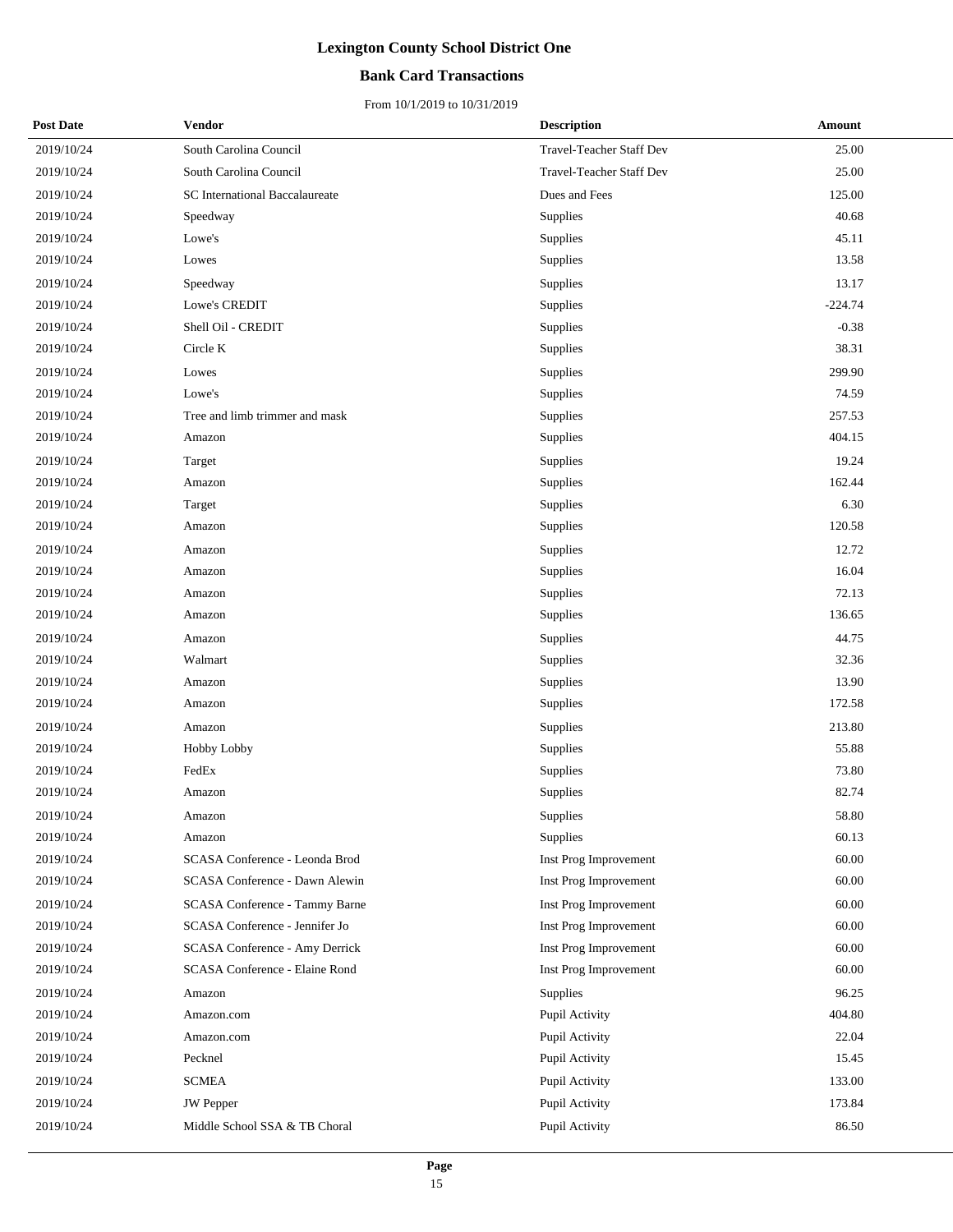# Lexington County School District One

## Bank Card Transactions

From 10/1/2019 to 10/31/2019

| Post Date | Vendor | Description | Amount |
|---|---|---|---|
| 2019/10/24 | South Carolina Council | Travel-Teacher Staff Dev | 25.00 |
| 2019/10/24 | South Carolina Council | Travel-Teacher Staff Dev | 25.00 |
| 2019/10/24 | SC International Baccalaureate | Dues and Fees | 125.00 |
| 2019/10/24 | Speedway | Supplies | 40.68 |
| 2019/10/24 | Lowe's | Supplies | 45.11 |
| 2019/10/24 | Lowes | Supplies | 13.58 |
| 2019/10/24 | Speedway | Supplies | 13.17 |
| 2019/10/24 | Lowe's CREDIT | Supplies | -224.74 |
| 2019/10/24 | Shell Oil - CREDIT | Supplies | -0.38 |
| 2019/10/24 | Circle K | Supplies | 38.31 |
| 2019/10/24 | Lowes | Supplies | 299.90 |
| 2019/10/24 | Lowe's | Supplies | 74.59 |
| 2019/10/24 | Tree and limb trimmer and mask | Supplies | 257.53 |
| 2019/10/24 | Amazon | Supplies | 404.15 |
| 2019/10/24 | Target | Supplies | 19.24 |
| 2019/10/24 | Amazon | Supplies | 162.44 |
| 2019/10/24 | Target | Supplies | 6.30 |
| 2019/10/24 | Amazon | Supplies | 120.58 |
| 2019/10/24 | Amazon | Supplies | 12.72 |
| 2019/10/24 | Amazon | Supplies | 16.04 |
| 2019/10/24 | Amazon | Supplies | 72.13 |
| 2019/10/24 | Amazon | Supplies | 136.65 |
| 2019/10/24 | Amazon | Supplies | 44.75 |
| 2019/10/24 | Walmart | Supplies | 32.36 |
| 2019/10/24 | Amazon | Supplies | 13.90 |
| 2019/10/24 | Amazon | Supplies | 172.58 |
| 2019/10/24 | Amazon | Supplies | 213.80 |
| 2019/10/24 | Hobby Lobby | Supplies | 55.88 |
| 2019/10/24 | FedEx | Supplies | 73.80 |
| 2019/10/24 | Amazon | Supplies | 82.74 |
| 2019/10/24 | Amazon | Supplies | 58.80 |
| 2019/10/24 | Amazon | Supplies | 60.13 |
| 2019/10/24 | SCASA Conference - Leonda Brod | Inst Prog Improvement | 60.00 |
| 2019/10/24 | SCASA Conference - Dawn Alewin | Inst Prog Improvement | 60.00 |
| 2019/10/24 | SCASA Conference - Tammy Barne | Inst Prog Improvement | 60.00 |
| 2019/10/24 | SCASA Conference - Jennifer Jo | Inst Prog Improvement | 60.00 |
| 2019/10/24 | SCASA Conference - Amy Derrick | Inst Prog Improvement | 60.00 |
| 2019/10/24 | SCASA Conference - Elaine Rond | Inst Prog Improvement | 60.00 |
| 2019/10/24 | Amazon | Supplies | 96.25 |
| 2019/10/24 | Amazon.com | Pupil Activity | 404.80 |
| 2019/10/24 | Amazon.com | Pupil Activity | 22.04 |
| 2019/10/24 | Pecknel | Pupil Activity | 15.45 |
| 2019/10/24 | SCMEA | Pupil Activity | 133.00 |
| 2019/10/24 | JW Pepper | Pupil Activity | 173.84 |
| 2019/10/24 | Middle School SSA & TB Choral | Pupil Activity | 86.50 |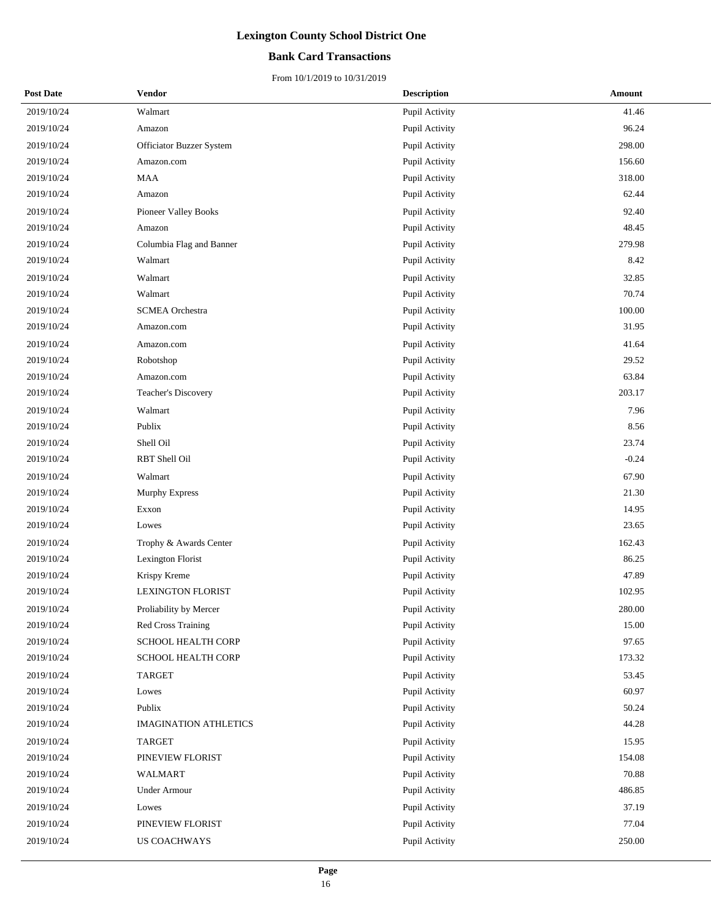# Lexington County School District One

## Bank Card Transactions

From 10/1/2019 to 10/31/2019

| Post Date | Vendor | Description | Amount |
|---|---|---|---|
| 2019/10/24 | Walmart | Pupil Activity | 41.46 |
| 2019/10/24 | Amazon | Pupil Activity | 96.24 |
| 2019/10/24 | Officiator Buzzer System | Pupil Activity | 298.00 |
| 2019/10/24 | Amazon.com | Pupil Activity | 156.60 |
| 2019/10/24 | MAA | Pupil Activity | 318.00 |
| 2019/10/24 | Amazon | Pupil Activity | 62.44 |
| 2019/10/24 | Pioneer Valley Books | Pupil Activity | 92.40 |
| 2019/10/24 | Amazon | Pupil Activity | 48.45 |
| 2019/10/24 | Columbia Flag and Banner | Pupil Activity | 279.98 |
| 2019/10/24 | Walmart | Pupil Activity | 8.42 |
| 2019/10/24 | Walmart | Pupil Activity | 32.85 |
| 2019/10/24 | Walmart | Pupil Activity | 70.74 |
| 2019/10/24 | SCMEA Orchestra | Pupil Activity | 100.00 |
| 2019/10/24 | Amazon.com | Pupil Activity | 31.95 |
| 2019/10/24 | Amazon.com | Pupil Activity | 41.64 |
| 2019/10/24 | Robotshop | Pupil Activity | 29.52 |
| 2019/10/24 | Amazon.com | Pupil Activity | 63.84 |
| 2019/10/24 | Teacher's Discovery | Pupil Activity | 203.17 |
| 2019/10/24 | Walmart | Pupil Activity | 7.96 |
| 2019/10/24 | Publix | Pupil Activity | 8.56 |
| 2019/10/24 | Shell Oil | Pupil Activity | 23.74 |
| 2019/10/24 | RBT Shell Oil | Pupil Activity | -0.24 |
| 2019/10/24 | Walmart | Pupil Activity | 67.90 |
| 2019/10/24 | Murphy Express | Pupil Activity | 21.30 |
| 2019/10/24 | Exxon | Pupil Activity | 14.95 |
| 2019/10/24 | Lowes | Pupil Activity | 23.65 |
| 2019/10/24 | Trophy & Awards Center | Pupil Activity | 162.43 |
| 2019/10/24 | Lexington Florist | Pupil Activity | 86.25 |
| 2019/10/24 | Krispy Kreme | Pupil Activity | 47.89 |
| 2019/10/24 | LEXINGTON FLORIST | Pupil Activity | 102.95 |
| 2019/10/24 | Proliability by Mercer | Pupil Activity | 280.00 |
| 2019/10/24 | Red Cross Training | Pupil Activity | 15.00 |
| 2019/10/24 | SCHOOL HEALTH CORP | Pupil Activity | 97.65 |
| 2019/10/24 | SCHOOL HEALTH CORP | Pupil Activity | 173.32 |
| 2019/10/24 | TARGET | Pupil Activity | 53.45 |
| 2019/10/24 | Lowes | Pupil Activity | 60.97 |
| 2019/10/24 | Publix | Pupil Activity | 50.24 |
| 2019/10/24 | IMAGINATION ATHLETICS | Pupil Activity | 44.28 |
| 2019/10/24 | TARGET | Pupil Activity | 15.95 |
| 2019/10/24 | PINEVIEW FLORIST | Pupil Activity | 154.08 |
| 2019/10/24 | WALMART | Pupil Activity | 70.88 |
| 2019/10/24 | Under Armour | Pupil Activity | 486.85 |
| 2019/10/24 | Lowes | Pupil Activity | 37.19 |
| 2019/10/24 | PINEVIEW FLORIST | Pupil Activity | 77.04 |
| 2019/10/24 | US COACHWAYS | Pupil Activity | 250.00 |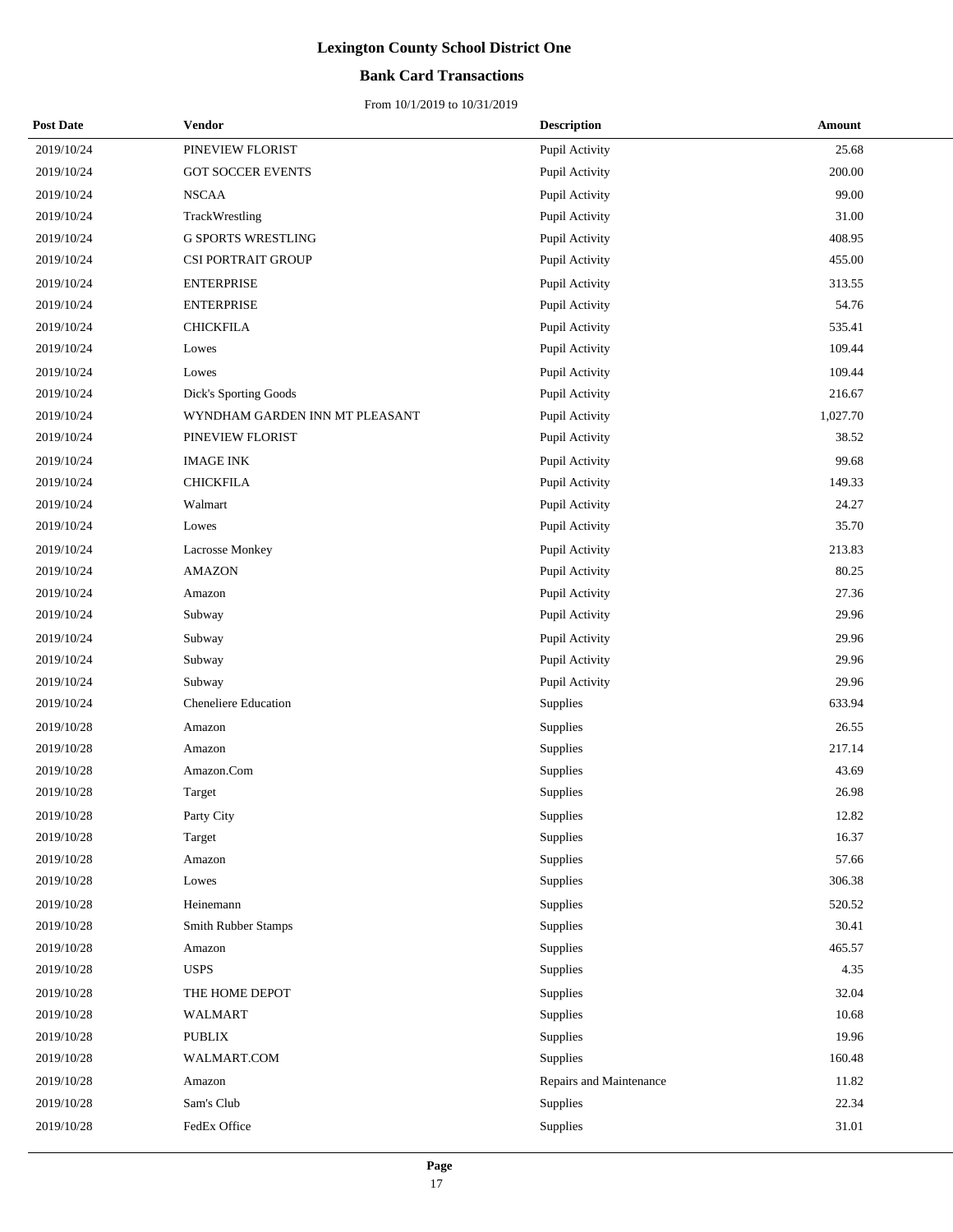# Lexington County School District One

## Bank Card Transactions

From 10/1/2019 to 10/31/2019

| Post Date | Vendor | Description | Amount |
|---|---|---|---|
| 2019/10/24 | PINEVIEW FLORIST | Pupil Activity | 25.68 |
| 2019/10/24 | GOT SOCCER EVENTS | Pupil Activity | 200.00 |
| 2019/10/24 | NSCAA | Pupil Activity | 99.00 |
| 2019/10/24 | TrackWrestling | Pupil Activity | 31.00 |
| 2019/10/24 | G SPORTS WRESTLING | Pupil Activity | 408.95 |
| 2019/10/24 | CSI PORTRAIT GROUP | Pupil Activity | 455.00 |
| 2019/10/24 | ENTERPRISE | Pupil Activity | 313.55 |
| 2019/10/24 | ENTERPRISE | Pupil Activity | 54.76 |
| 2019/10/24 | CHICKFILA | Pupil Activity | 535.41 |
| 2019/10/24 | Lowes | Pupil Activity | 109.44 |
| 2019/10/24 | Lowes | Pupil Activity | 109.44 |
| 2019/10/24 | Dick's Sporting Goods | Pupil Activity | 216.67 |
| 2019/10/24 | WYNDHAM GARDEN INN MT PLEASANT | Pupil Activity | 1,027.70 |
| 2019/10/24 | PINEVIEW FLORIST | Pupil Activity | 38.52 |
| 2019/10/24 | IMAGE INK | Pupil Activity | 99.68 |
| 2019/10/24 | CHICKFILA | Pupil Activity | 149.33 |
| 2019/10/24 | Walmart | Pupil Activity | 24.27 |
| 2019/10/24 | Lowes | Pupil Activity | 35.70 |
| 2019/10/24 | Lacrosse Monkey | Pupil Activity | 213.83 |
| 2019/10/24 | AMAZON | Pupil Activity | 80.25 |
| 2019/10/24 | Amazon | Pupil Activity | 27.36 |
| 2019/10/24 | Subway | Pupil Activity | 29.96 |
| 2019/10/24 | Subway | Pupil Activity | 29.96 |
| 2019/10/24 | Subway | Pupil Activity | 29.96 |
| 2019/10/24 | Subway | Pupil Activity | 29.96 |
| 2019/10/24 | Cheneliere Education | Supplies | 633.94 |
| 2019/10/28 | Amazon | Supplies | 26.55 |
| 2019/10/28 | Amazon | Supplies | 217.14 |
| 2019/10/28 | Amazon.Com | Supplies | 43.69 |
| 2019/10/28 | Target | Supplies | 26.98 |
| 2019/10/28 | Party City | Supplies | 12.82 |
| 2019/10/28 | Target | Supplies | 16.37 |
| 2019/10/28 | Amazon | Supplies | 57.66 |
| 2019/10/28 | Lowes | Supplies | 306.38 |
| 2019/10/28 | Heinemann | Supplies | 520.52 |
| 2019/10/28 | Smith Rubber Stamps | Supplies | 30.41 |
| 2019/10/28 | Amazon | Supplies | 465.57 |
| 2019/10/28 | USPS | Supplies | 4.35 |
| 2019/10/28 | THE HOME DEPOT | Supplies | 32.04 |
| 2019/10/28 | WALMART | Supplies | 10.68 |
| 2019/10/28 | PUBLIX | Supplies | 19.96 |
| 2019/10/28 | WALMART.COM | Supplies | 160.48 |
| 2019/10/28 | Amazon | Repairs and Maintenance | 11.82 |
| 2019/10/28 | Sam's Club | Supplies | 22.34 |
| 2019/10/28 | FedEx Office | Supplies | 31.01 |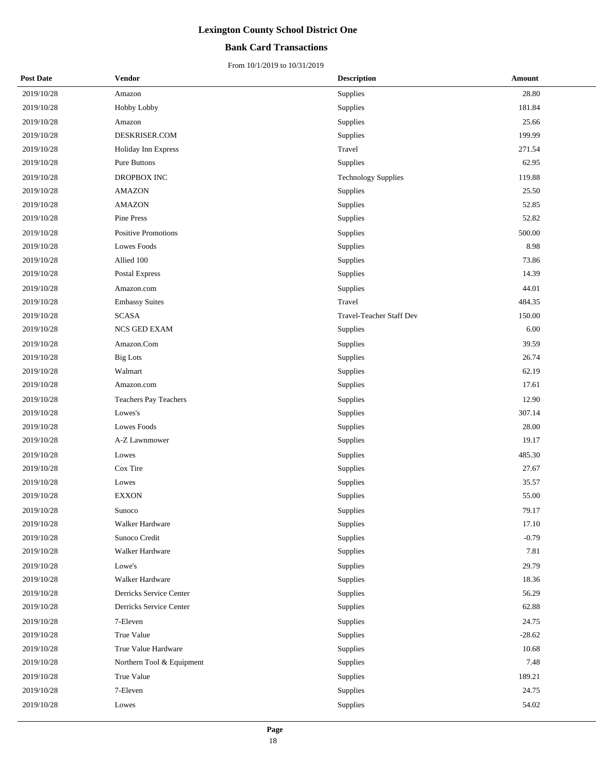# Lexington County School District One

## Bank Card Transactions

From 10/1/2019 to 10/31/2019

| Post Date | Vendor | Description | Amount |
|---|---|---|---|
| 2019/10/28 | Amazon | Supplies | 28.80 |
| 2019/10/28 | Hobby Lobby | Supplies | 181.84 |
| 2019/10/28 | Amazon | Supplies | 25.66 |
| 2019/10/28 | DESKRISER.COM | Supplies | 199.99 |
| 2019/10/28 | Holiday Inn Express | Travel | 271.54 |
| 2019/10/28 | Pure Buttons | Supplies | 62.95 |
| 2019/10/28 | DROPBOX INC | Technology Supplies | 119.88 |
| 2019/10/28 | AMAZON | Supplies | 25.50 |
| 2019/10/28 | AMAZON | Supplies | 52.85 |
| 2019/10/28 | Pine Press | Supplies | 52.82 |
| 2019/10/28 | Positive Promotions | Supplies | 500.00 |
| 2019/10/28 | Lowes Foods | Supplies | 8.98 |
| 2019/10/28 | Allied 100 | Supplies | 73.86 |
| 2019/10/28 | Postal Express | Supplies | 14.39 |
| 2019/10/28 | Amazon.com | Supplies | 44.01 |
| 2019/10/28 | Embassy Suites | Travel | 484.35 |
| 2019/10/28 | SCASA | Travel-Teacher Staff Dev | 150.00 |
| 2019/10/28 | NCS GED EXAM | Supplies | 6.00 |
| 2019/10/28 | Amazon.Com | Supplies | 39.59 |
| 2019/10/28 | Big Lots | Supplies | 26.74 |
| 2019/10/28 | Walmart | Supplies | 62.19 |
| 2019/10/28 | Amazon.com | Supplies | 17.61 |
| 2019/10/28 | Teachers Pay Teachers | Supplies | 12.90 |
| 2019/10/28 | Lowes's | Supplies | 307.14 |
| 2019/10/28 | Lowes Foods | Supplies | 28.00 |
| 2019/10/28 | A-Z Lawnmower | Supplies | 19.17 |
| 2019/10/28 | Lowes | Supplies | 485.30 |
| 2019/10/28 | Cox Tire | Supplies | 27.67 |
| 2019/10/28 | Lowes | Supplies | 35.57 |
| 2019/10/28 | EXXON | Supplies | 55.00 |
| 2019/10/28 | Sunoco | Supplies | 79.17 |
| 2019/10/28 | Walker Hardware | Supplies | 17.10 |
| 2019/10/28 | Sunoco Credit | Supplies | -0.79 |
| 2019/10/28 | Walker Hardware | Supplies | 7.81 |
| 2019/10/28 | Lowe's | Supplies | 29.79 |
| 2019/10/28 | Walker Hardware | Supplies | 18.36 |
| 2019/10/28 | Derricks Service Center | Supplies | 56.29 |
| 2019/10/28 | Derricks Service Center | Supplies | 62.88 |
| 2019/10/28 | 7-Eleven | Supplies | 24.75 |
| 2019/10/28 | True Value | Supplies | -28.62 |
| 2019/10/28 | True Value Hardware | Supplies | 10.68 |
| 2019/10/28 | Northern Tool & Equipment | Supplies | 7.48 |
| 2019/10/28 | True Value | Supplies | 189.21 |
| 2019/10/28 | 7-Eleven | Supplies | 24.75 |
| 2019/10/28 | Lowes | Supplies | 54.02 |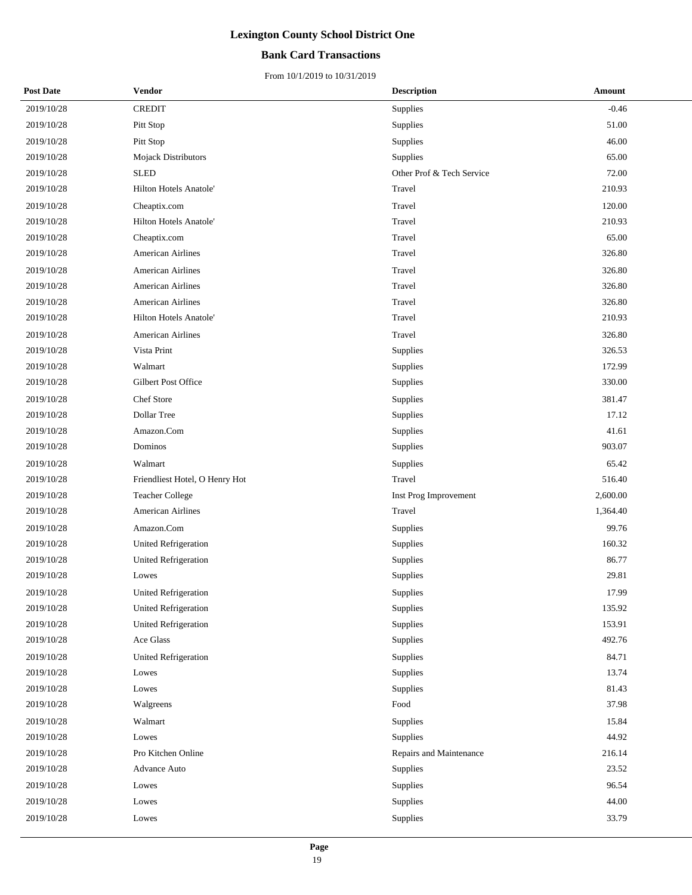# Lexington County School District One

## Bank Card Transactions

From 10/1/2019 to 10/31/2019

| Post Date | Vendor | Description | Amount |
|---|---|---|---|
| 2019/10/28 | CREDIT | Supplies | -0.46 |
| 2019/10/28 | Pitt Stop | Supplies | 51.00 |
| 2019/10/28 | Pitt Stop | Supplies | 46.00 |
| 2019/10/28 | Mojack Distributors | Supplies | 65.00 |
| 2019/10/28 | SLED | Other Prof & Tech Service | 72.00 |
| 2019/10/28 | Hilton Hotels Anatole' | Travel | 210.93 |
| 2019/10/28 | Cheaptix.com | Travel | 120.00 |
| 2019/10/28 | Hilton Hotels Anatole' | Travel | 210.93 |
| 2019/10/28 | Cheaptix.com | Travel | 65.00 |
| 2019/10/28 | American Airlines | Travel | 326.80 |
| 2019/10/28 | American Airlines | Travel | 326.80 |
| 2019/10/28 | American Airlines | Travel | 326.80 |
| 2019/10/28 | American Airlines | Travel | 326.80 |
| 2019/10/28 | Hilton Hotels Anatole' | Travel | 210.93 |
| 2019/10/28 | American Airlines | Travel | 326.80 |
| 2019/10/28 | Vista Print | Supplies | 326.53 |
| 2019/10/28 | Walmart | Supplies | 172.99 |
| 2019/10/28 | Gilbert Post Office | Supplies | 330.00 |
| 2019/10/28 | Chef Store | Supplies | 381.47 |
| 2019/10/28 | Dollar Tree | Supplies | 17.12 |
| 2019/10/28 | Amazon.Com | Supplies | 41.61 |
| 2019/10/28 | Dominos | Supplies | 903.07 |
| 2019/10/28 | Walmart | Supplies | 65.42 |
| 2019/10/28 | Friendliest Hotel, O Henry Hot | Travel | 516.40 |
| 2019/10/28 | Teacher College | Inst Prog Improvement | 2,600.00 |
| 2019/10/28 | American Airlines | Travel | 1,364.40 |
| 2019/10/28 | Amazon.Com | Supplies | 99.76 |
| 2019/10/28 | United Refrigeration | Supplies | 160.32 |
| 2019/10/28 | United Refrigeration | Supplies | 86.77 |
| 2019/10/28 | Lowes | Supplies | 29.81 |
| 2019/10/28 | United Refrigeration | Supplies | 17.99 |
| 2019/10/28 | United Refrigeration | Supplies | 135.92 |
| 2019/10/28 | United Refrigeration | Supplies | 153.91 |
| 2019/10/28 | Ace Glass | Supplies | 492.76 |
| 2019/10/28 | United Refrigeration | Supplies | 84.71 |
| 2019/10/28 | Lowes | Supplies | 13.74 |
| 2019/10/28 | Lowes | Supplies | 81.43 |
| 2019/10/28 | Walgreens | Food | 37.98 |
| 2019/10/28 | Walmart | Supplies | 15.84 |
| 2019/10/28 | Lowes | Supplies | 44.92 |
| 2019/10/28 | Pro Kitchen Online | Repairs and Maintenance | 216.14 |
| 2019/10/28 | Advance Auto | Supplies | 23.52 |
| 2019/10/28 | Lowes | Supplies | 96.54 |
| 2019/10/28 | Lowes | Supplies | 44.00 |
| 2019/10/28 | Lowes | Supplies | 33.79 |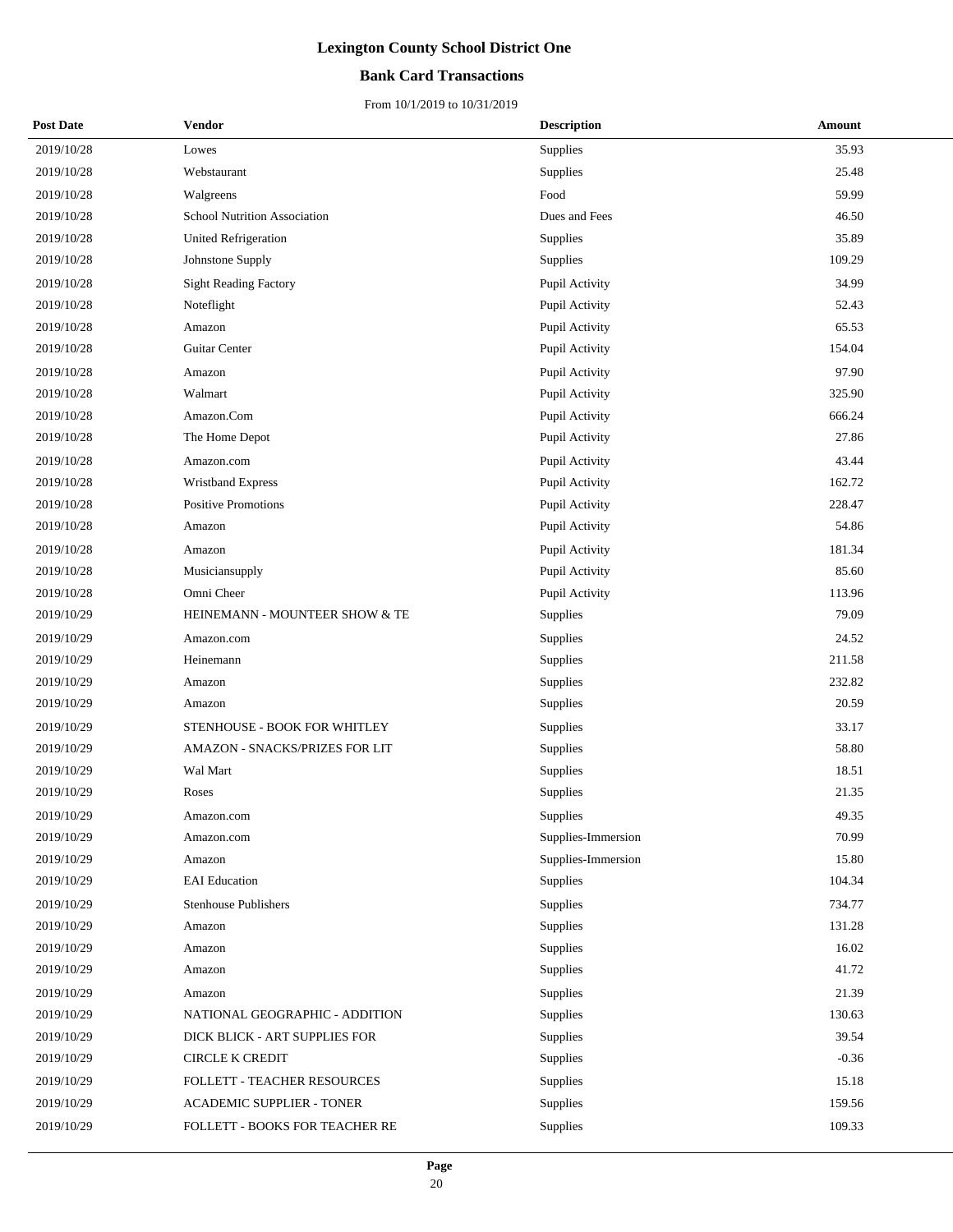# Lexington County School District One

## Bank Card Transactions

From 10/1/2019 to 10/31/2019

| Post Date | Vendor | Description | Amount |
|---|---|---|---|
| 2019/10/28 | Lowes | Supplies | 35.93 |
| 2019/10/28 | Webstaurant | Supplies | 25.48 |
| 2019/10/28 | Walgreens | Food | 59.99 |
| 2019/10/28 | School Nutrition Association | Dues and Fees | 46.50 |
| 2019/10/28 | United Refrigeration | Supplies | 35.89 |
| 2019/10/28 | Johnstone Supply | Supplies | 109.29 |
| 2019/10/28 | Sight Reading Factory | Pupil Activity | 34.99 |
| 2019/10/28 | Noteflight | Pupil Activity | 52.43 |
| 2019/10/28 | Amazon | Pupil Activity | 65.53 |
| 2019/10/28 | Guitar Center | Pupil Activity | 154.04 |
| 2019/10/28 | Amazon | Pupil Activity | 97.90 |
| 2019/10/28 | Walmart | Pupil Activity | 325.90 |
| 2019/10/28 | Amazon.Com | Pupil Activity | 666.24 |
| 2019/10/28 | The Home Depot | Pupil Activity | 27.86 |
| 2019/10/28 | Amazon.com | Pupil Activity | 43.44 |
| 2019/10/28 | Wristband Express | Pupil Activity | 162.72 |
| 2019/10/28 | Positive Promotions | Pupil Activity | 228.47 |
| 2019/10/28 | Amazon | Pupil Activity | 54.86 |
| 2019/10/28 | Amazon | Pupil Activity | 181.34 |
| 2019/10/28 | Musiciansupply | Pupil Activity | 85.60 |
| 2019/10/28 | Omni Cheer | Pupil Activity | 113.96 |
| 2019/10/29 | HEINEMANN - MOUNTEER SHOW & TE | Supplies | 79.09 |
| 2019/10/29 | Amazon.com | Supplies | 24.52 |
| 2019/10/29 | Heinemann | Supplies | 211.58 |
| 2019/10/29 | Amazon | Supplies | 232.82 |
| 2019/10/29 | Amazon | Supplies | 20.59 |
| 2019/10/29 | STENHOUSE - BOOK FOR WHITLEY | Supplies | 33.17 |
| 2019/10/29 | AMAZON - SNACKS/PRIZES FOR LIT | Supplies | 58.80 |
| 2019/10/29 | Wal Mart | Supplies | 18.51 |
| 2019/10/29 | Roses | Supplies | 21.35 |
| 2019/10/29 | Amazon.com | Supplies | 49.35 |
| 2019/10/29 | Amazon.com | Supplies-Immersion | 70.99 |
| 2019/10/29 | Amazon | Supplies-Immersion | 15.80 |
| 2019/10/29 | EAI Education | Supplies | 104.34 |
| 2019/10/29 | Stenhouse Publishers | Supplies | 734.77 |
| 2019/10/29 | Amazon | Supplies | 131.28 |
| 2019/10/29 | Amazon | Supplies | 16.02 |
| 2019/10/29 | Amazon | Supplies | 41.72 |
| 2019/10/29 | Amazon | Supplies | 21.39 |
| 2019/10/29 | NATIONAL GEOGRAPHIC - ADDITION | Supplies | 130.63 |
| 2019/10/29 | DICK BLICK - ART SUPPLIES FOR | Supplies | 39.54 |
| 2019/10/29 | CIRCLE K CREDIT | Supplies | -0.36 |
| 2019/10/29 | FOLLETT - TEACHER RESOURCES | Supplies | 15.18 |
| 2019/10/29 | ACADEMIC SUPPLIER - TONER | Supplies | 159.56 |
| 2019/10/29 | FOLLETT - BOOKS FOR TEACHER RE | Supplies | 109.33 |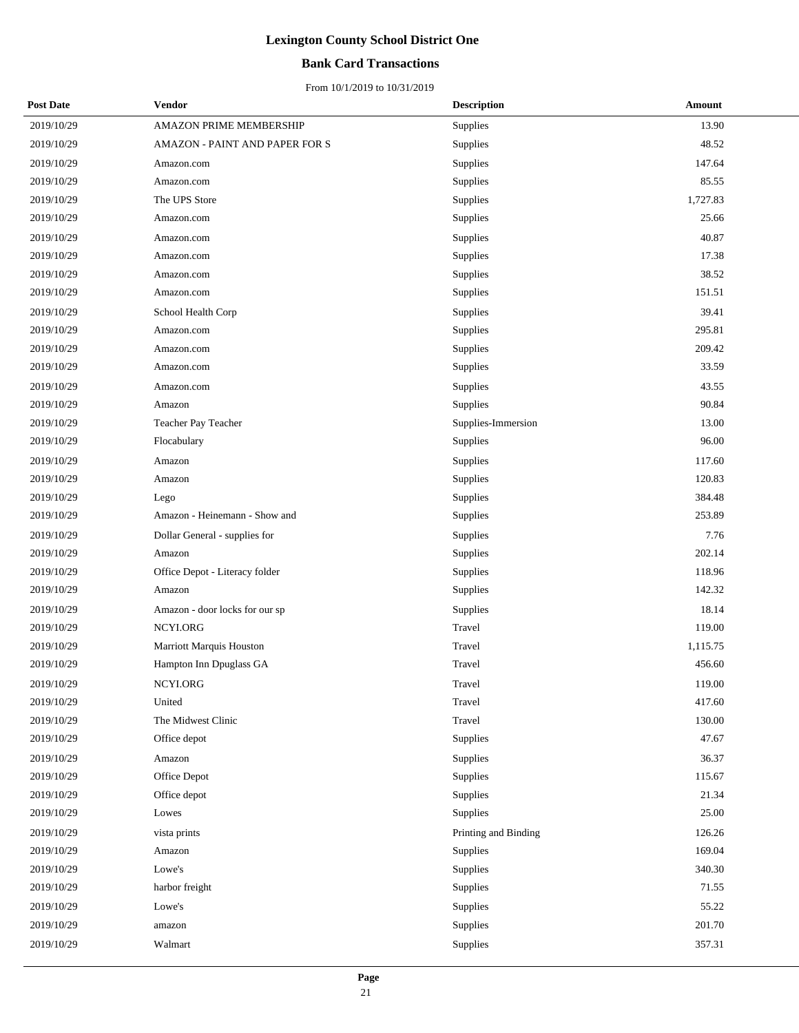# Lexington County School District One

## Bank Card Transactions

From 10/1/2019 to 10/31/2019

| Post Date | Vendor | Description | Amount |
|---|---|---|---|
| 2019/10/29 | AMAZON PRIME MEMBERSHIP | Supplies | 13.90 |
| 2019/10/29 | AMAZON - PAINT AND PAPER FOR S | Supplies | 48.52 |
| 2019/10/29 | Amazon.com | Supplies | 147.64 |
| 2019/10/29 | Amazon.com | Supplies | 85.55 |
| 2019/10/29 | The UPS Store | Supplies | 1,727.83 |
| 2019/10/29 | Amazon.com | Supplies | 25.66 |
| 2019/10/29 | Amazon.com | Supplies | 40.87 |
| 2019/10/29 | Amazon.com | Supplies | 17.38 |
| 2019/10/29 | Amazon.com | Supplies | 38.52 |
| 2019/10/29 | Amazon.com | Supplies | 151.51 |
| 2019/10/29 | School Health Corp | Supplies | 39.41 |
| 2019/10/29 | Amazon.com | Supplies | 295.81 |
| 2019/10/29 | Amazon.com | Supplies | 209.42 |
| 2019/10/29 | Amazon.com | Supplies | 33.59 |
| 2019/10/29 | Amazon.com | Supplies | 43.55 |
| 2019/10/29 | Amazon | Supplies | 90.84 |
| 2019/10/29 | Teacher Pay Teacher | Supplies-Immersion | 13.00 |
| 2019/10/29 | Flocabulary | Supplies | 96.00 |
| 2019/10/29 | Amazon | Supplies | 117.60 |
| 2019/10/29 | Amazon | Supplies | 120.83 |
| 2019/10/29 | Lego | Supplies | 384.48 |
| 2019/10/29 | Amazon - Heinemann - Show and | Supplies | 253.89 |
| 2019/10/29 | Dollar General - supplies for | Supplies | 7.76 |
| 2019/10/29 | Amazon | Supplies | 202.14 |
| 2019/10/29 | Office Depot - Literacy folder | Supplies | 118.96 |
| 2019/10/29 | Amazon | Supplies | 142.32 |
| 2019/10/29 | Amazon - door locks for our sp | Supplies | 18.14 |
| 2019/10/29 | NCYI.ORG | Travel | 119.00 |
| 2019/10/29 | Marriott Marquis Houston | Travel | 1,115.75 |
| 2019/10/29 | Hampton Inn Dpuglass GA | Travel | 456.60 |
| 2019/10/29 | NCYI.ORG | Travel | 119.00 |
| 2019/10/29 | United | Travel | 417.60 |
| 2019/10/29 | The Midwest Clinic | Travel | 130.00 |
| 2019/10/29 | Office depot | Supplies | 47.67 |
| 2019/10/29 | Amazon | Supplies | 36.37 |
| 2019/10/29 | Office Depot | Supplies | 115.67 |
| 2019/10/29 | Office depot | Supplies | 21.34 |
| 2019/10/29 | Lowes | Supplies | 25.00 |
| 2019/10/29 | vista prints | Printing and Binding | 126.26 |
| 2019/10/29 | Amazon | Supplies | 169.04 |
| 2019/10/29 | Lowe's | Supplies | 340.30 |
| 2019/10/29 | harbor freight | Supplies | 71.55 |
| 2019/10/29 | Lowe's | Supplies | 55.22 |
| 2019/10/29 | amazon | Supplies | 201.70 |
| 2019/10/29 | Walmart | Supplies | 357.31 |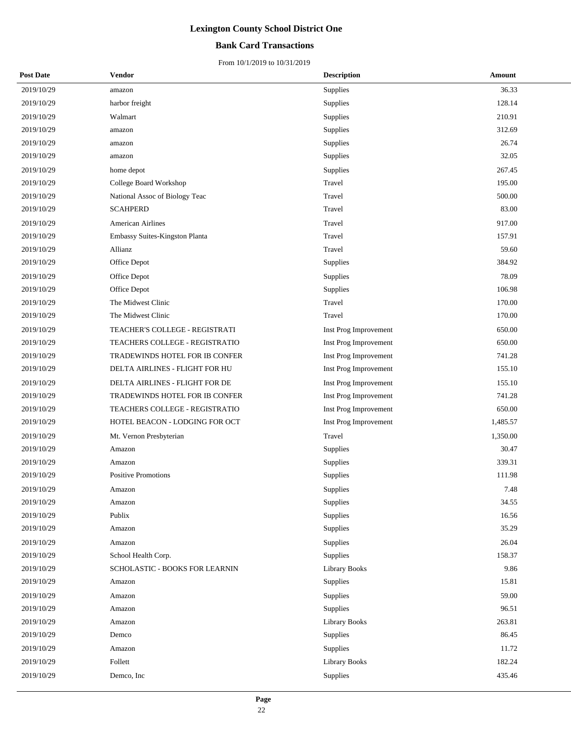# Lexington County School District One

## Bank Card Transactions

From 10/1/2019 to 10/31/2019

| Post Date | Vendor | Description | Amount |
|---|---|---|---|
| 2019/10/29 | amazon | Supplies | 36.33 |
| 2019/10/29 | harbor freight | Supplies | 128.14 |
| 2019/10/29 | Walmart | Supplies | 210.91 |
| 2019/10/29 | amazon | Supplies | 312.69 |
| 2019/10/29 | amazon | Supplies | 26.74 |
| 2019/10/29 | amazon | Supplies | 32.05 |
| 2019/10/29 | home depot | Supplies | 267.45 |
| 2019/10/29 | College Board Workshop | Travel | 195.00 |
| 2019/10/29 | National Assoc of Biology Teac | Travel | 500.00 |
| 2019/10/29 | SCAHPERD | Travel | 83.00 |
| 2019/10/29 | American Airlines | Travel | 917.00 |
| 2019/10/29 | Embassy Suites-Kingston Planta | Travel | 157.91 |
| 2019/10/29 | Allianz | Travel | 59.60 |
| 2019/10/29 | Office Depot | Supplies | 384.92 |
| 2019/10/29 | Office Depot | Supplies | 78.09 |
| 2019/10/29 | Office Depot | Supplies | 106.98 |
| 2019/10/29 | The Midwest Clinic | Travel | 170.00 |
| 2019/10/29 | The Midwest Clinic | Travel | 170.00 |
| 2019/10/29 | TEACHER'S COLLEGE - REGISTRATI | Inst Prog Improvement | 650.00 |
| 2019/10/29 | TEACHERS COLLEGE - REGISTRATIO | Inst Prog Improvement | 650.00 |
| 2019/10/29 | TRADEWINDS HOTEL FOR IB CONFER | Inst Prog Improvement | 741.28 |
| 2019/10/29 | DELTA AIRLINES - FLIGHT FOR HU | Inst Prog Improvement | 155.10 |
| 2019/10/29 | DELTA AIRLINES - FLIGHT FOR DE | Inst Prog Improvement | 155.10 |
| 2019/10/29 | TRADEWINDS HOTEL FOR IB CONFER | Inst Prog Improvement | 741.28 |
| 2019/10/29 | TEACHERS COLLEGE - REGISTRATIO | Inst Prog Improvement | 650.00 |
| 2019/10/29 | HOTEL BEACON - LODGING FOR OCT | Inst Prog Improvement | 1,485.57 |
| 2019/10/29 | Mt. Vernon Presbyterian | Travel | 1,350.00 |
| 2019/10/29 | Amazon | Supplies | 30.47 |
| 2019/10/29 | Amazon | Supplies | 339.31 |
| 2019/10/29 | Positive Promotions | Supplies | 111.98 |
| 2019/10/29 | Amazon | Supplies | 7.48 |
| 2019/10/29 | Amazon | Supplies | 34.55 |
| 2019/10/29 | Publix | Supplies | 16.56 |
| 2019/10/29 | Amazon | Supplies | 35.29 |
| 2019/10/29 | Amazon | Supplies | 26.04 |
| 2019/10/29 | School Health Corp. | Supplies | 158.37 |
| 2019/10/29 | SCHOLASTIC - BOOKS FOR LEARNIN | Library Books | 9.86 |
| 2019/10/29 | Amazon | Supplies | 15.81 |
| 2019/10/29 | Amazon | Supplies | 59.00 |
| 2019/10/29 | Amazon | Supplies | 96.51 |
| 2019/10/29 | Amazon | Library Books | 263.81 |
| 2019/10/29 | Demco | Supplies | 86.45 |
| 2019/10/29 | Amazon | Supplies | 11.72 |
| 2019/10/29 | Follett | Library Books | 182.24 |
| 2019/10/29 | Demco, Inc | Supplies | 435.46 |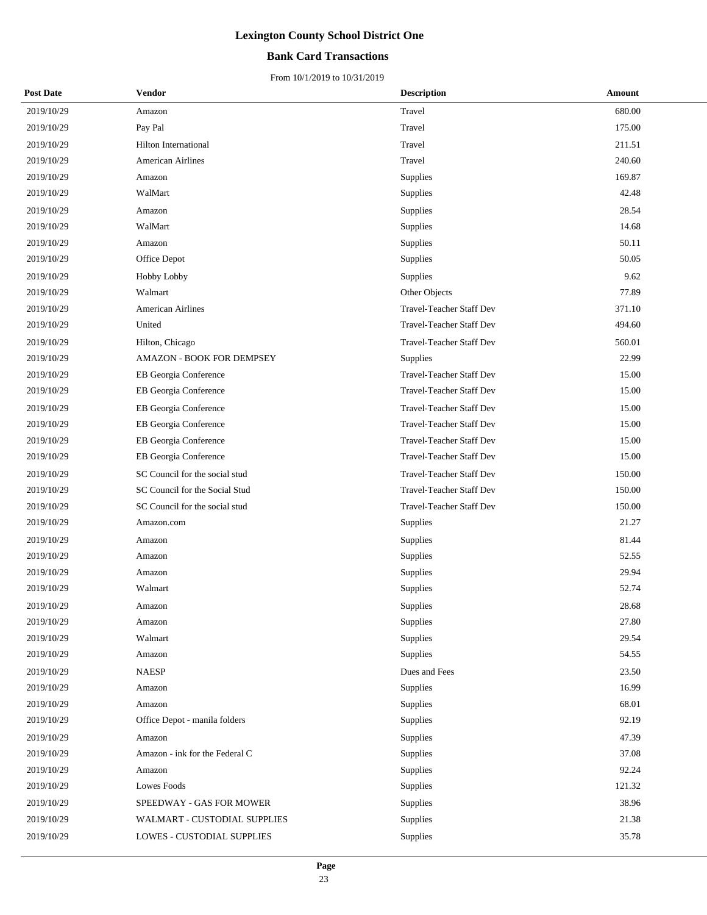# Lexington County School District One

## Bank Card Transactions

From 10/1/2019 to 10/31/2019

| Post Date | Vendor | Description | Amount |
|---|---|---|---|
| 2019/10/29 | Amazon | Travel | 680.00 |
| 2019/10/29 | Pay Pal | Travel | 175.00 |
| 2019/10/29 | Hilton International | Travel | 211.51 |
| 2019/10/29 | American Airlines | Travel | 240.60 |
| 2019/10/29 | Amazon | Supplies | 169.87 |
| 2019/10/29 | WalMart | Supplies | 42.48 |
| 2019/10/29 | Amazon | Supplies | 28.54 |
| 2019/10/29 | WalMart | Supplies | 14.68 |
| 2019/10/29 | Amazon | Supplies | 50.11 |
| 2019/10/29 | Office Depot | Supplies | 50.05 |
| 2019/10/29 | Hobby Lobby | Supplies | 9.62 |
| 2019/10/29 | Walmart | Other Objects | 77.89 |
| 2019/10/29 | American Airlines | Travel-Teacher Staff Dev | 371.10 |
| 2019/10/29 | United | Travel-Teacher Staff Dev | 494.60 |
| 2019/10/29 | Hilton, Chicago | Travel-Teacher Staff Dev | 560.01 |
| 2019/10/29 | AMAZON - BOOK FOR DEMPSEY | Supplies | 22.99 |
| 2019/10/29 | EB Georgia Conference | Travel-Teacher Staff Dev | 15.00 |
| 2019/10/29 | EB Georgia Conference | Travel-Teacher Staff Dev | 15.00 |
| 2019/10/29 | EB Georgia Conference | Travel-Teacher Staff Dev | 15.00 |
| 2019/10/29 | EB Georgia Conference | Travel-Teacher Staff Dev | 15.00 |
| 2019/10/29 | EB Georgia Conference | Travel-Teacher Staff Dev | 15.00 |
| 2019/10/29 | EB Georgia Conference | Travel-Teacher Staff Dev | 15.00 |
| 2019/10/29 | SC Council for the social stud | Travel-Teacher Staff Dev | 150.00 |
| 2019/10/29 | SC Council for the Social Stud | Travel-Teacher Staff Dev | 150.00 |
| 2019/10/29 | SC Council for the social stud | Travel-Teacher Staff Dev | 150.00 |
| 2019/10/29 | Amazon.com | Supplies | 21.27 |
| 2019/10/29 | Amazon | Supplies | 81.44 |
| 2019/10/29 | Amazon | Supplies | 52.55 |
| 2019/10/29 | Amazon | Supplies | 29.94 |
| 2019/10/29 | Walmart | Supplies | 52.74 |
| 2019/10/29 | Amazon | Supplies | 28.68 |
| 2019/10/29 | Amazon | Supplies | 27.80 |
| 2019/10/29 | Walmart | Supplies | 29.54 |
| 2019/10/29 | Amazon | Supplies | 54.55 |
| 2019/10/29 | NAESP | Dues and Fees | 23.50 |
| 2019/10/29 | Amazon | Supplies | 16.99 |
| 2019/10/29 | Amazon | Supplies | 68.01 |
| 2019/10/29 | Office Depot - manila folders | Supplies | 92.19 |
| 2019/10/29 | Amazon | Supplies | 47.39 |
| 2019/10/29 | Amazon - ink for the Federal C | Supplies | 37.08 |
| 2019/10/29 | Amazon | Supplies | 92.24 |
| 2019/10/29 | Lowes Foods | Supplies | 121.32 |
| 2019/10/29 | SPEEDWAY - GAS FOR MOWER | Supplies | 38.96 |
| 2019/10/29 | WALMART - CUSTODIAL SUPPLIES | Supplies | 21.38 |
| 2019/10/29 | LOWES - CUSTODIAL SUPPLIES | Supplies | 35.78 |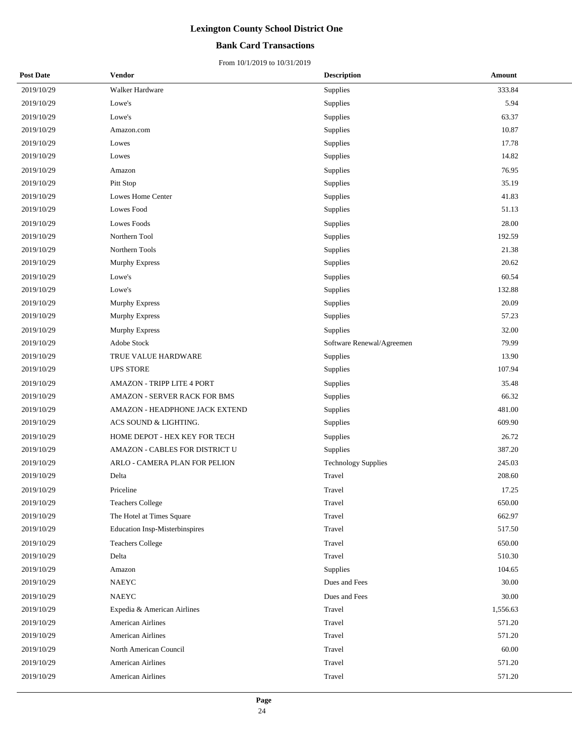# Lexington County School District One

## Bank Card Transactions

From 10/1/2019 to 10/31/2019

| Post Date | Vendor | Description | Amount |
|---|---|---|---|
| 2019/10/29 | Walker Hardware | Supplies | 333.84 |
| 2019/10/29 | Lowe's | Supplies | 5.94 |
| 2019/10/29 | Lowe's | Supplies | 63.37 |
| 2019/10/29 | Amazon.com | Supplies | 10.87 |
| 2019/10/29 | Lowes | Supplies | 17.78 |
| 2019/10/29 | Lowes | Supplies | 14.82 |
| 2019/10/29 | Amazon | Supplies | 76.95 |
| 2019/10/29 | Pitt Stop | Supplies | 35.19 |
| 2019/10/29 | Lowes Home Center | Supplies | 41.83 |
| 2019/10/29 | Lowes Food | Supplies | 51.13 |
| 2019/10/29 | Lowes Foods | Supplies | 28.00 |
| 2019/10/29 | Northern Tool | Supplies | 192.59 |
| 2019/10/29 | Northern Tools | Supplies | 21.38 |
| 2019/10/29 | Murphy Express | Supplies | 20.62 |
| 2019/10/29 | Lowe's | Supplies | 60.54 |
| 2019/10/29 | Lowe's | Supplies | 132.88 |
| 2019/10/29 | Murphy Express | Supplies | 20.09 |
| 2019/10/29 | Murphy Express | Supplies | 57.23 |
| 2019/10/29 | Murphy Express | Supplies | 32.00 |
| 2019/10/29 | Adobe Stock | Software Renewal/Agreemen | 79.99 |
| 2019/10/29 | TRUE VALUE HARDWARE | Supplies | 13.90 |
| 2019/10/29 | UPS STORE | Supplies | 107.94 |
| 2019/10/29 | AMAZON - TRIPP LITE 4 PORT | Supplies | 35.48 |
| 2019/10/29 | AMAZON - SERVER RACK FOR BMS | Supplies | 66.32 |
| 2019/10/29 | AMAZON - HEADPHONE JACK EXTEND | Supplies | 481.00 |
| 2019/10/29 | ACS SOUND & LIGHTING. | Supplies | 609.90 |
| 2019/10/29 | HOME DEPOT - HEX KEY FOR TECH | Supplies | 26.72 |
| 2019/10/29 | AMAZON - CABLES FOR DISTRICT U | Supplies | 387.20 |
| 2019/10/29 | ARLO - CAMERA PLAN FOR PELION | Technology Supplies | 245.03 |
| 2019/10/29 | Delta | Travel | 208.60 |
| 2019/10/29 | Priceline | Travel | 17.25 |
| 2019/10/29 | Teachers College | Travel | 650.00 |
| 2019/10/29 | The Hotel at Times Square | Travel | 662.97 |
| 2019/10/29 | Education Insp-Misterbinspires | Travel | 517.50 |
| 2019/10/29 | Teachers College | Travel | 650.00 |
| 2019/10/29 | Delta | Travel | 510.30 |
| 2019/10/29 | Amazon | Supplies | 104.65 |
| 2019/10/29 | NAEYC | Dues and Fees | 30.00 |
| 2019/10/29 | NAEYC | Dues and Fees | 30.00 |
| 2019/10/29 | Expedia & American Airlines | Travel | 1,556.63 |
| 2019/10/29 | American Airlines | Travel | 571.20 |
| 2019/10/29 | American Airlines | Travel | 571.20 |
| 2019/10/29 | North American Council | Travel | 60.00 |
| 2019/10/29 | American Airlines | Travel | 571.20 |
| 2019/10/29 | American Airlines | Travel | 571.20 |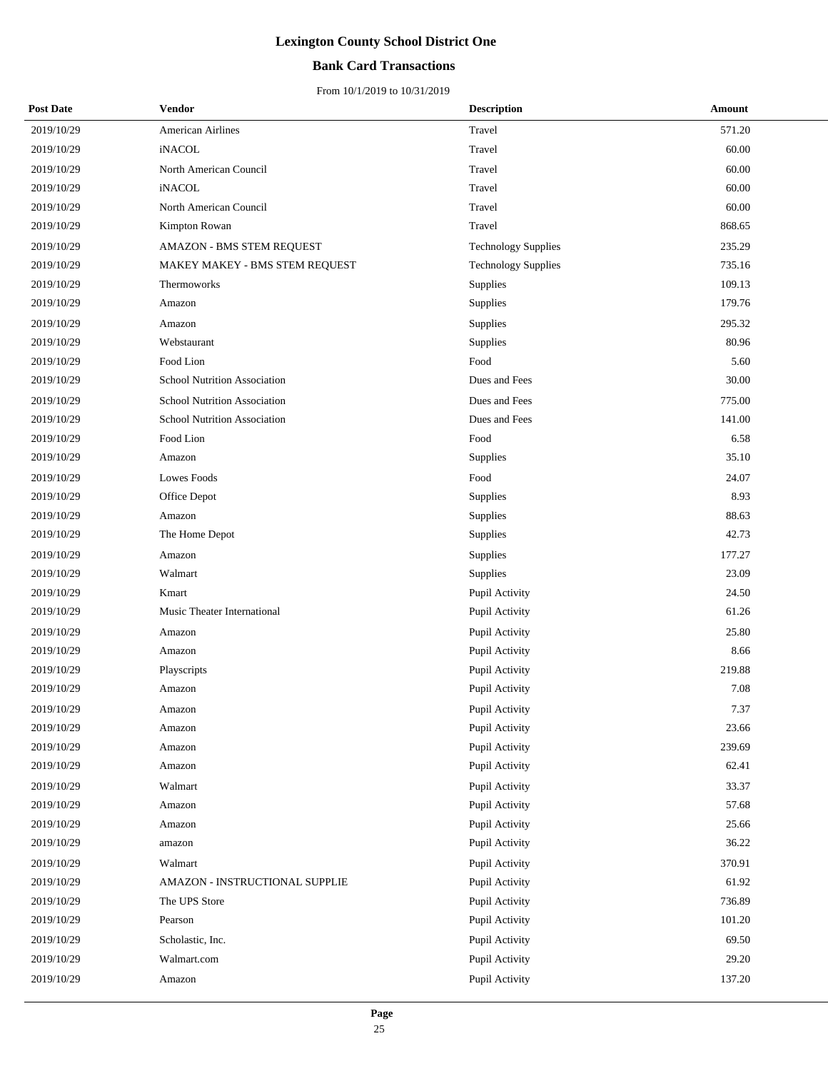# Lexington County School District One

## Bank Card Transactions

From 10/1/2019 to 10/31/2019

| Post Date | Vendor | Description | Amount |
|---|---|---|---|
| 2019/10/29 | American Airlines | Travel | 571.20 |
| 2019/10/29 | iNACOL | Travel | 60.00 |
| 2019/10/29 | North American Council | Travel | 60.00 |
| 2019/10/29 | iNACOL | Travel | 60.00 |
| 2019/10/29 | North American Council | Travel | 60.00 |
| 2019/10/29 | Kimpton Rowan | Travel | 868.65 |
| 2019/10/29 | AMAZON - BMS STEM REQUEST | Technology Supplies | 235.29 |
| 2019/10/29 | MAKEY MAKEY - BMS STEM REQUEST | Technology Supplies | 735.16 |
| 2019/10/29 | Thermoworks | Supplies | 109.13 |
| 2019/10/29 | Amazon | Supplies | 179.76 |
| 2019/10/29 | Amazon | Supplies | 295.32 |
| 2019/10/29 | Webstaurant | Supplies | 80.96 |
| 2019/10/29 | Food Lion | Food | 5.60 |
| 2019/10/29 | School Nutrition Association | Dues and Fees | 30.00 |
| 2019/10/29 | School Nutrition Association | Dues and Fees | 775.00 |
| 2019/10/29 | School Nutrition Association | Dues and Fees | 141.00 |
| 2019/10/29 | Food Lion | Food | 6.58 |
| 2019/10/29 | Amazon | Supplies | 35.10 |
| 2019/10/29 | Lowes Foods | Food | 24.07 |
| 2019/10/29 | Office Depot | Supplies | 8.93 |
| 2019/10/29 | Amazon | Supplies | 88.63 |
| 2019/10/29 | The Home Depot | Supplies | 42.73 |
| 2019/10/29 | Amazon | Supplies | 177.27 |
| 2019/10/29 | Walmart | Supplies | 23.09 |
| 2019/10/29 | Kmart | Pupil Activity | 24.50 |
| 2019/10/29 | Music Theater International | Pupil Activity | 61.26 |
| 2019/10/29 | Amazon | Pupil Activity | 25.80 |
| 2019/10/29 | Amazon | Pupil Activity | 8.66 |
| 2019/10/29 | Playscripts | Pupil Activity | 219.88 |
| 2019/10/29 | Amazon | Pupil Activity | 7.08 |
| 2019/10/29 | Amazon | Pupil Activity | 7.37 |
| 2019/10/29 | Amazon | Pupil Activity | 23.66 |
| 2019/10/29 | Amazon | Pupil Activity | 239.69 |
| 2019/10/29 | Amazon | Pupil Activity | 62.41 |
| 2019/10/29 | Walmart | Pupil Activity | 33.37 |
| 2019/10/29 | Amazon | Pupil Activity | 57.68 |
| 2019/10/29 | Amazon | Pupil Activity | 25.66 |
| 2019/10/29 | amazon | Pupil Activity | 36.22 |
| 2019/10/29 | Walmart | Pupil Activity | 370.91 |
| 2019/10/29 | AMAZON - INSTRUCTIONAL SUPPLIE | Pupil Activity | 61.92 |
| 2019/10/29 | The UPS Store | Pupil Activity | 736.89 |
| 2019/10/29 | Pearson | Pupil Activity | 101.20 |
| 2019/10/29 | Scholastic, Inc. | Pupil Activity | 69.50 |
| 2019/10/29 | Walmart.com | Pupil Activity | 29.20 |
| 2019/10/29 | Amazon | Pupil Activity | 137.20 |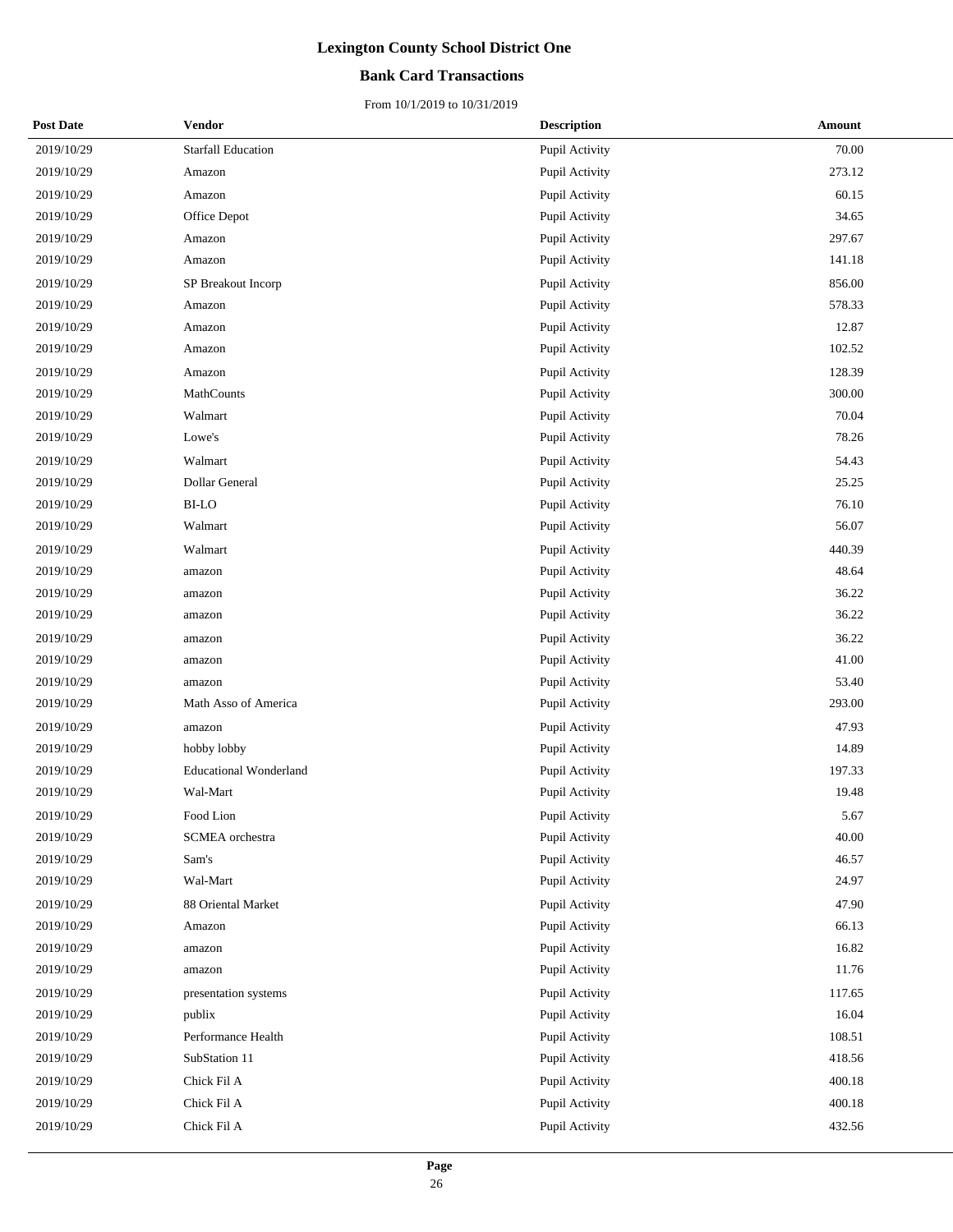# Lexington County School District One

## Bank Card Transactions

From 10/1/2019 to 10/31/2019

| Post Date | Vendor | Description | Amount |
|---|---|---|---|
| 2019/10/29 | Starfall Education | Pupil Activity | 70.00 |
| 2019/10/29 | Amazon | Pupil Activity | 273.12 |
| 2019/10/29 | Amazon | Pupil Activity | 60.15 |
| 2019/10/29 | Office Depot | Pupil Activity | 34.65 |
| 2019/10/29 | Amazon | Pupil Activity | 297.67 |
| 2019/10/29 | Amazon | Pupil Activity | 141.18 |
| 2019/10/29 | SP Breakout Incorp | Pupil Activity | 856.00 |
| 2019/10/29 | Amazon | Pupil Activity | 578.33 |
| 2019/10/29 | Amazon | Pupil Activity | 12.87 |
| 2019/10/29 | Amazon | Pupil Activity | 102.52 |
| 2019/10/29 | Amazon | Pupil Activity | 128.39 |
| 2019/10/29 | MathCounts | Pupil Activity | 300.00 |
| 2019/10/29 | Walmart | Pupil Activity | 70.04 |
| 2019/10/29 | Lowe's | Pupil Activity | 78.26 |
| 2019/10/29 | Walmart | Pupil Activity | 54.43 |
| 2019/10/29 | Dollar General | Pupil Activity | 25.25 |
| 2019/10/29 | BI-LO | Pupil Activity | 76.10 |
| 2019/10/29 | Walmart | Pupil Activity | 56.07 |
| 2019/10/29 | Walmart | Pupil Activity | 440.39 |
| 2019/10/29 | amazon | Pupil Activity | 48.64 |
| 2019/10/29 | amazon | Pupil Activity | 36.22 |
| 2019/10/29 | amazon | Pupil Activity | 36.22 |
| 2019/10/29 | amazon | Pupil Activity | 36.22 |
| 2019/10/29 | amazon | Pupil Activity | 41.00 |
| 2019/10/29 | amazon | Pupil Activity | 53.40 |
| 2019/10/29 | Math Asso of America | Pupil Activity | 293.00 |
| 2019/10/29 | amazon | Pupil Activity | 47.93 |
| 2019/10/29 | hobby lobby | Pupil Activity | 14.89 |
| 2019/10/29 | Educational Wonderland | Pupil Activity | 197.33 |
| 2019/10/29 | Wal-Mart | Pupil Activity | 19.48 |
| 2019/10/29 | Food Lion | Pupil Activity | 5.67 |
| 2019/10/29 | SCMEA orchestra | Pupil Activity | 40.00 |
| 2019/10/29 | Sam's | Pupil Activity | 46.57 |
| 2019/10/29 | Wal-Mart | Pupil Activity | 24.97 |
| 2019/10/29 | 88 Oriental Market | Pupil Activity | 47.90 |
| 2019/10/29 | Amazon | Pupil Activity | 66.13 |
| 2019/10/29 | amazon | Pupil Activity | 16.82 |
| 2019/10/29 | amazon | Pupil Activity | 11.76 |
| 2019/10/29 | presentation systems | Pupil Activity | 117.65 |
| 2019/10/29 | publix | Pupil Activity | 16.04 |
| 2019/10/29 | Performance Health | Pupil Activity | 108.51 |
| 2019/10/29 | SubStation 11 | Pupil Activity | 418.56 |
| 2019/10/29 | Chick Fil A | Pupil Activity | 400.18 |
| 2019/10/29 | Chick Fil A | Pupil Activity | 400.18 |
| 2019/10/29 | Chick Fil A | Pupil Activity | 432.56 |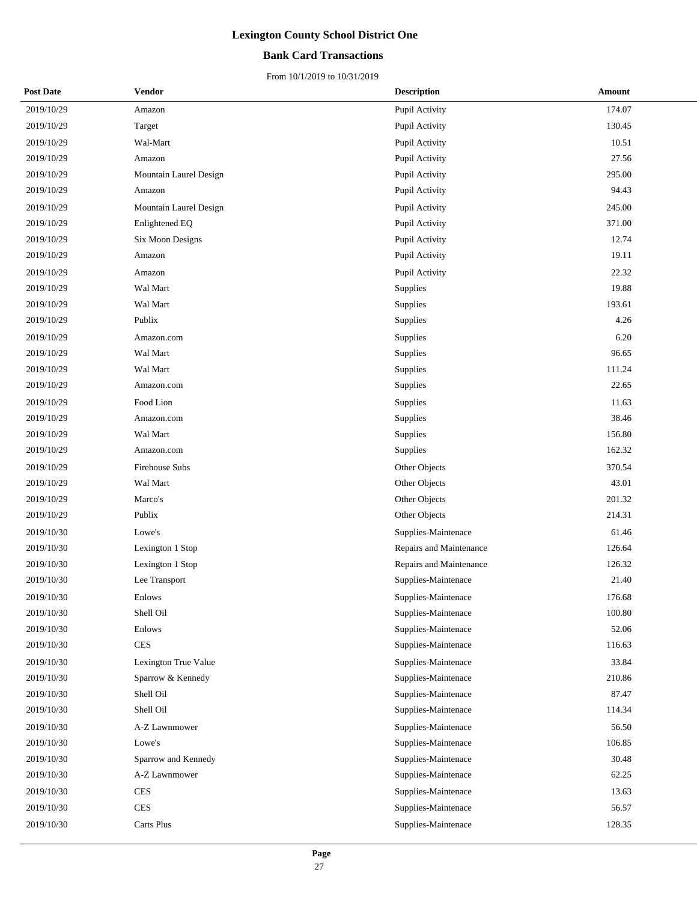# Lexington County School District One

## Bank Card Transactions

From 10/1/2019 to 10/31/2019

| Post Date | Vendor | Description | Amount |
|---|---|---|---|
| 2019/10/29 | Amazon | Pupil Activity | 174.07 |
| 2019/10/29 | Target | Pupil Activity | 130.45 |
| 2019/10/29 | Wal-Mart | Pupil Activity | 10.51 |
| 2019/10/29 | Amazon | Pupil Activity | 27.56 |
| 2019/10/29 | Mountain Laurel Design | Pupil Activity | 295.00 |
| 2019/10/29 | Amazon | Pupil Activity | 94.43 |
| 2019/10/29 | Mountain Laurel Design | Pupil Activity | 245.00 |
| 2019/10/29 | Enlightened EQ | Pupil Activity | 371.00 |
| 2019/10/29 | Six Moon Designs | Pupil Activity | 12.74 |
| 2019/10/29 | Amazon | Pupil Activity | 19.11 |
| 2019/10/29 | Amazon | Pupil Activity | 22.32 |
| 2019/10/29 | Wal Mart | Supplies | 19.88 |
| 2019/10/29 | Wal Mart | Supplies | 193.61 |
| 2019/10/29 | Publix | Supplies | 4.26 |
| 2019/10/29 | Amazon.com | Supplies | 6.20 |
| 2019/10/29 | Wal Mart | Supplies | 96.65 |
| 2019/10/29 | Wal Mart | Supplies | 111.24 |
| 2019/10/29 | Amazon.com | Supplies | 22.65 |
| 2019/10/29 | Food Lion | Supplies | 11.63 |
| 2019/10/29 | Amazon.com | Supplies | 38.46 |
| 2019/10/29 | Wal Mart | Supplies | 156.80 |
| 2019/10/29 | Amazon.com | Supplies | 162.32 |
| 2019/10/29 | Firehouse Subs | Other Objects | 370.54 |
| 2019/10/29 | Wal Mart | Other Objects | 43.01 |
| 2019/10/29 | Marco's | Other Objects | 201.32 |
| 2019/10/29 | Publix | Other Objects | 214.31 |
| 2019/10/30 | Lowe's | Supplies-Maintenace | 61.46 |
| 2019/10/30 | Lexington 1 Stop | Repairs and Maintenance | 126.64 |
| 2019/10/30 | Lexington 1 Stop | Repairs and Maintenance | 126.32 |
| 2019/10/30 | Lee Transport | Supplies-Maintenace | 21.40 |
| 2019/10/30 | Enlows | Supplies-Maintenace | 176.68 |
| 2019/10/30 | Shell Oil | Supplies-Maintenace | 100.80 |
| 2019/10/30 | Enlows | Supplies-Maintenace | 52.06 |
| 2019/10/30 | CES | Supplies-Maintenace | 116.63 |
| 2019/10/30 | Lexington True Value | Supplies-Maintenace | 33.84 |
| 2019/10/30 | Sparrow & Kennedy | Supplies-Maintenace | 210.86 |
| 2019/10/30 | Shell Oil | Supplies-Maintenace | 87.47 |
| 2019/10/30 | Shell Oil | Supplies-Maintenace | 114.34 |
| 2019/10/30 | A-Z Lawnmower | Supplies-Maintenace | 56.50 |
| 2019/10/30 | Lowe's | Supplies-Maintenace | 106.85 |
| 2019/10/30 | Sparrow and Kennedy | Supplies-Maintenace | 30.48 |
| 2019/10/30 | A-Z Lawnmower | Supplies-Maintenace | 62.25 |
| 2019/10/30 | CES | Supplies-Maintenace | 13.63 |
| 2019/10/30 | CES | Supplies-Maintenace | 56.57 |
| 2019/10/30 | Carts Plus | Supplies-Maintenace | 128.35 |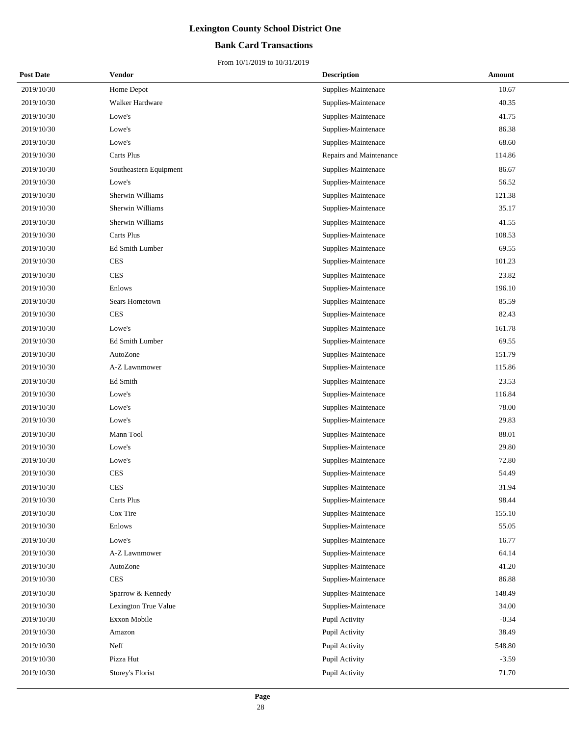# Lexington County School District One

## Bank Card Transactions

From 10/1/2019 to 10/31/2019

| Post Date | Vendor | Description | Amount |
|---|---|---|---|
| 2019/10/30 | Home Depot | Supplies-Maintenace | 10.67 |
| 2019/10/30 | Walker Hardware | Supplies-Maintenace | 40.35 |
| 2019/10/30 | Lowe's | Supplies-Maintenace | 41.75 |
| 2019/10/30 | Lowe's | Supplies-Maintenace | 86.38 |
| 2019/10/30 | Lowe's | Supplies-Maintenace | 68.60 |
| 2019/10/30 | Carts Plus | Repairs and Maintenance | 114.86 |
| 2019/10/30 | Southeastern Equipment | Supplies-Maintenace | 86.67 |
| 2019/10/30 | Lowe's | Supplies-Maintenace | 56.52 |
| 2019/10/30 | Sherwin Williams | Supplies-Maintenace | 121.38 |
| 2019/10/30 | Sherwin Williams | Supplies-Maintenace | 35.17 |
| 2019/10/30 | Sherwin Williams | Supplies-Maintenace | 41.55 |
| 2019/10/30 | Carts Plus | Supplies-Maintenace | 108.53 |
| 2019/10/30 | Ed Smith Lumber | Supplies-Maintenace | 69.55 |
| 2019/10/30 | CES | Supplies-Maintenace | 101.23 |
| 2019/10/30 | CES | Supplies-Maintenace | 23.82 |
| 2019/10/30 | Enlows | Supplies-Maintenace | 196.10 |
| 2019/10/30 | Sears Hometown | Supplies-Maintenace | 85.59 |
| 2019/10/30 | CES | Supplies-Maintenace | 82.43 |
| 2019/10/30 | Lowe's | Supplies-Maintenace | 161.78 |
| 2019/10/30 | Ed Smith Lumber | Supplies-Maintenace | 69.55 |
| 2019/10/30 | AutoZone | Supplies-Maintenace | 151.79 |
| 2019/10/30 | A-Z Lawnmower | Supplies-Maintenace | 115.86 |
| 2019/10/30 | Ed Smith | Supplies-Maintenace | 23.53 |
| 2019/10/30 | Lowe's | Supplies-Maintenace | 116.84 |
| 2019/10/30 | Lowe's | Supplies-Maintenace | 78.00 |
| 2019/10/30 | Lowe's | Supplies-Maintenace | 29.83 |
| 2019/10/30 | Mann Tool | Supplies-Maintenace | 88.01 |
| 2019/10/30 | Lowe's | Supplies-Maintenace | 29.80 |
| 2019/10/30 | Lowe's | Supplies-Maintenace | 72.80 |
| 2019/10/30 | CES | Supplies-Maintenace | 54.49 |
| 2019/10/30 | CES | Supplies-Maintenace | 31.94 |
| 2019/10/30 | Carts Plus | Supplies-Maintenace | 98.44 |
| 2019/10/30 | Cox Tire | Supplies-Maintenace | 155.10 |
| 2019/10/30 | Enlows | Supplies-Maintenace | 55.05 |
| 2019/10/30 | Lowe's | Supplies-Maintenace | 16.77 |
| 2019/10/30 | A-Z Lawnmower | Supplies-Maintenace | 64.14 |
| 2019/10/30 | AutoZone | Supplies-Maintenace | 41.20 |
| 2019/10/30 | CES | Supplies-Maintenace | 86.88 |
| 2019/10/30 | Sparrow & Kennedy | Supplies-Maintenace | 148.49 |
| 2019/10/30 | Lexington True Value | Supplies-Maintenace | 34.00 |
| 2019/10/30 | Exxon Mobile | Pupil Activity | -0.34 |
| 2019/10/30 | Amazon | Pupil Activity | 38.49 |
| 2019/10/30 | Neff | Pupil Activity | 548.80 |
| 2019/10/30 | Pizza Hut | Pupil Activity | -3.59 |
| 2019/10/30 | Storey's Florist | Pupil Activity | 71.70 |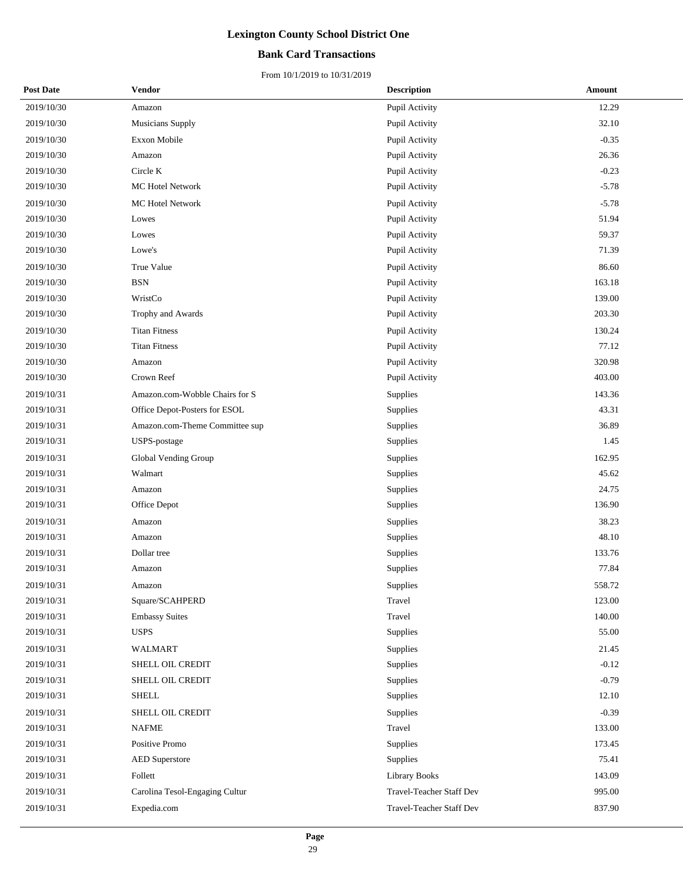# Lexington County School District One

## Bank Card Transactions

From 10/1/2019 to 10/31/2019

| Post Date | Vendor | Description | Amount |
|---|---|---|---|
| 2019/10/30 | Amazon | Pupil Activity | 12.29 |
| 2019/10/30 | Musicians Supply | Pupil Activity | 32.10 |
| 2019/10/30 | Exxon Mobile | Pupil Activity | -0.35 |
| 2019/10/30 | Amazon | Pupil Activity | 26.36 |
| 2019/10/30 | Circle K | Pupil Activity | -0.23 |
| 2019/10/30 | MC Hotel Network | Pupil Activity | -5.78 |
| 2019/10/30 | MC Hotel Network | Pupil Activity | -5.78 |
| 2019/10/30 | Lowes | Pupil Activity | 51.94 |
| 2019/10/30 | Lowes | Pupil Activity | 59.37 |
| 2019/10/30 | Lowe's | Pupil Activity | 71.39 |
| 2019/10/30 | True Value | Pupil Activity | 86.60 |
| 2019/10/30 | BSN | Pupil Activity | 163.18 |
| 2019/10/30 | WristCo | Pupil Activity | 139.00 |
| 2019/10/30 | Trophy and Awards | Pupil Activity | 203.30 |
| 2019/10/30 | Titan Fitness | Pupil Activity | 130.24 |
| 2019/10/30 | Titan Fitness | Pupil Activity | 77.12 |
| 2019/10/30 | Amazon | Pupil Activity | 320.98 |
| 2019/10/30 | Crown Reef | Pupil Activity | 403.00 |
| 2019/10/31 | Amazon.com-Wobble Chairs for S | Supplies | 143.36 |
| 2019/10/31 | Office Depot-Posters for ESOL | Supplies | 43.31 |
| 2019/10/31 | Amazon.com-Theme Committee sup | Supplies | 36.89 |
| 2019/10/31 | USPS-postage | Supplies | 1.45 |
| 2019/10/31 | Global Vending Group | Supplies | 162.95 |
| 2019/10/31 | Walmart | Supplies | 45.62 |
| 2019/10/31 | Amazon | Supplies | 24.75 |
| 2019/10/31 | Office Depot | Supplies | 136.90 |
| 2019/10/31 | Amazon | Supplies | 38.23 |
| 2019/10/31 | Amazon | Supplies | 48.10 |
| 2019/10/31 | Dollar tree | Supplies | 133.76 |
| 2019/10/31 | Amazon | Supplies | 77.84 |
| 2019/10/31 | Amazon | Supplies | 558.72 |
| 2019/10/31 | Square/SCAHPERD | Travel | 123.00 |
| 2019/10/31 | Embassy Suites | Travel | 140.00 |
| 2019/10/31 | USPS | Supplies | 55.00 |
| 2019/10/31 | WALMART | Supplies | 21.45 |
| 2019/10/31 | SHELL OIL CREDIT | Supplies | -0.12 |
| 2019/10/31 | SHELL OIL CREDIT | Supplies | -0.79 |
| 2019/10/31 | SHELL | Supplies | 12.10 |
| 2019/10/31 | SHELL OIL CREDIT | Supplies | -0.39 |
| 2019/10/31 | NAFME | Travel | 133.00 |
| 2019/10/31 | Positive Promo | Supplies | 173.45 |
| 2019/10/31 | AED Superstore | Supplies | 75.41 |
| 2019/10/31 | Follett | Library Books | 143.09 |
| 2019/10/31 | Carolina Tesol-Engaging Cultur | Travel-Teacher Staff Dev | 995.00 |
| 2019/10/31 | Expedia.com | Travel-Teacher Staff Dev | 837.90 |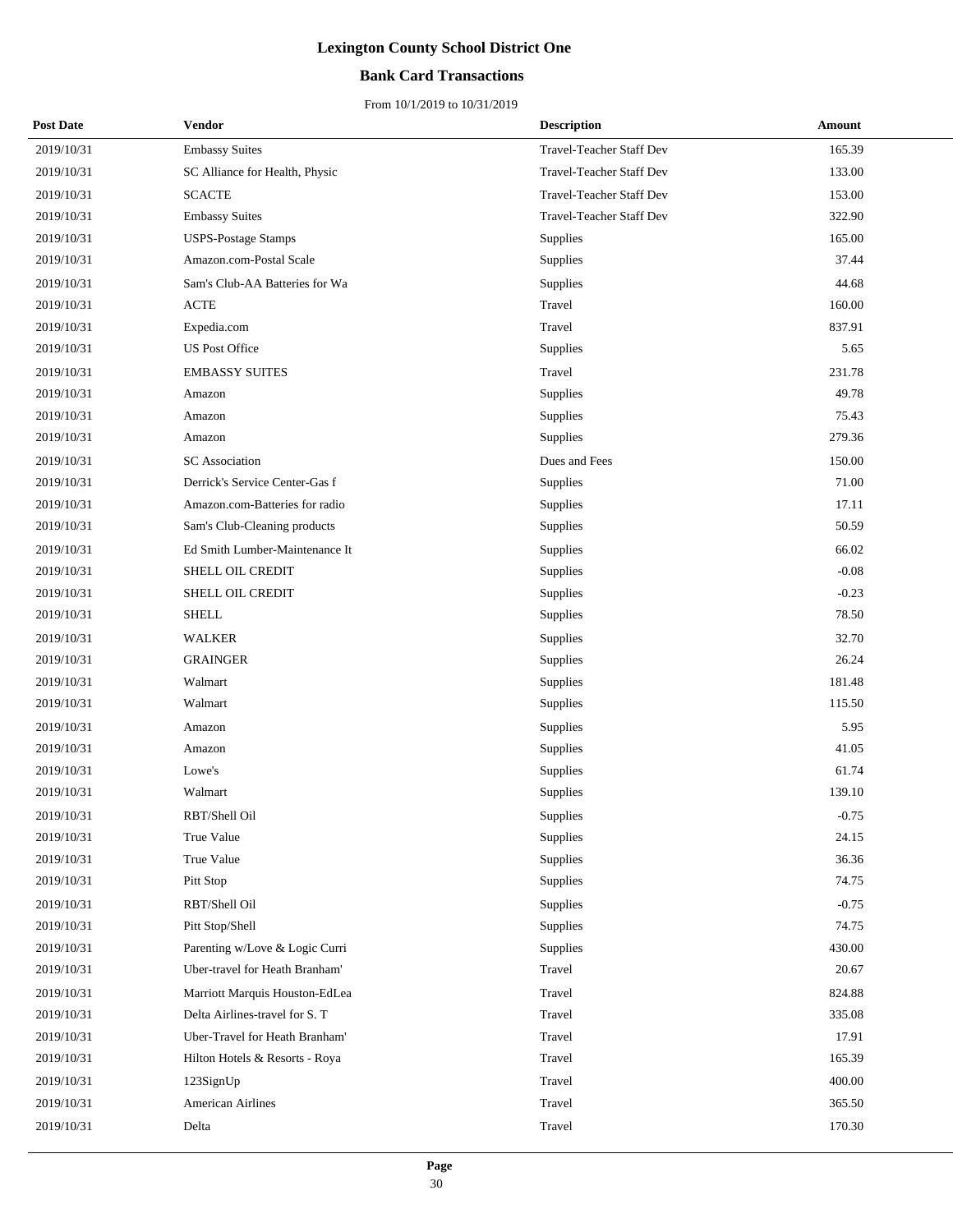# Lexington County School District One

## Bank Card Transactions

From 10/1/2019 to 10/31/2019

| Post Date | Vendor | Description | Amount |
|---|---|---|---|
| 2019/10/31 | Embassy Suites | Travel-Teacher Staff Dev | 165.39 |
| 2019/10/31 | SC Alliance for Health, Physic | Travel-Teacher Staff Dev | 133.00 |
| 2019/10/31 | SCACTE | Travel-Teacher Staff Dev | 153.00 |
| 2019/10/31 | Embassy Suites | Travel-Teacher Staff Dev | 322.90 |
| 2019/10/31 | USPS-Postage Stamps | Supplies | 165.00 |
| 2019/10/31 | Amazon.com-Postal Scale | Supplies | 37.44 |
| 2019/10/31 | Sam's Club-AA Batteries for Wa | Supplies | 44.68 |
| 2019/10/31 | ACTE | Travel | 160.00 |
| 2019/10/31 | Expedia.com | Travel | 837.91 |
| 2019/10/31 | US Post Office | Supplies | 5.65 |
| 2019/10/31 | EMBASSY SUITES | Travel | 231.78 |
| 2019/10/31 | Amazon | Supplies | 49.78 |
| 2019/10/31 | Amazon | Supplies | 75.43 |
| 2019/10/31 | Amazon | Supplies | 279.36 |
| 2019/10/31 | SC Association | Dues and Fees | 150.00 |
| 2019/10/31 | Derrick's Service Center-Gas f | Supplies | 71.00 |
| 2019/10/31 | Amazon.com-Batteries for radio | Supplies | 17.11 |
| 2019/10/31 | Sam's Club-Cleaning products | Supplies | 50.59 |
| 2019/10/31 | Ed Smith Lumber-Maintenance It | Supplies | 66.02 |
| 2019/10/31 | SHELL OIL CREDIT | Supplies | -0.08 |
| 2019/10/31 | SHELL OIL CREDIT | Supplies | -0.23 |
| 2019/10/31 | SHELL | Supplies | 78.50 |
| 2019/10/31 | WALKER | Supplies | 32.70 |
| 2019/10/31 | GRAINGER | Supplies | 26.24 |
| 2019/10/31 | Walmart | Supplies | 181.48 |
| 2019/10/31 | Walmart | Supplies | 115.50 |
| 2019/10/31 | Amazon | Supplies | 5.95 |
| 2019/10/31 | Amazon | Supplies | 41.05 |
| 2019/10/31 | Lowe's | Supplies | 61.74 |
| 2019/10/31 | Walmart | Supplies | 139.10 |
| 2019/10/31 | RBT/Shell Oil | Supplies | -0.75 |
| 2019/10/31 | True Value | Supplies | 24.15 |
| 2019/10/31 | True Value | Supplies | 36.36 |
| 2019/10/31 | Pitt Stop | Supplies | 74.75 |
| 2019/10/31 | RBT/Shell Oil | Supplies | -0.75 |
| 2019/10/31 | Pitt Stop/Shell | Supplies | 74.75 |
| 2019/10/31 | Parenting w/Love & Logic Curri | Supplies | 430.00 |
| 2019/10/31 | Uber-travel for Heath Branham' | Travel | 20.67 |
| 2019/10/31 | Marriott Marquis Houston-EdLea | Travel | 824.88 |
| 2019/10/31 | Delta Airlines-travel for S. T | Travel | 335.08 |
| 2019/10/31 | Uber-Travel for Heath Branham' | Travel | 17.91 |
| 2019/10/31 | Hilton Hotels & Resorts - Roya | Travel | 165.39 |
| 2019/10/31 | 123SignUp | Travel | 400.00 |
| 2019/10/31 | American Airlines | Travel | 365.50 |
| 2019/10/31 | Delta | Travel | 170.30 |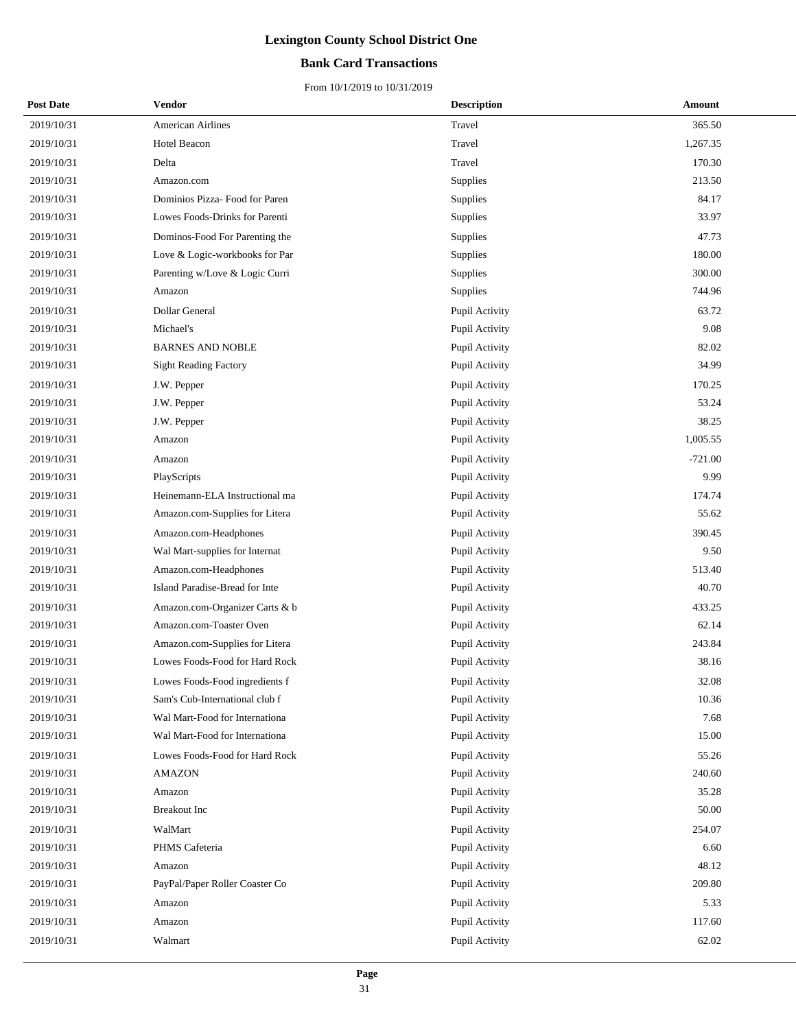# Lexington County School District One

## Bank Card Transactions

From 10/1/2019 to 10/31/2019

| Post Date | Vendor | Description | Amount |
|---|---|---|---|
| 2019/10/31 | American Airlines | Travel | 365.50 |
| 2019/10/31 | Hotel Beacon | Travel | 1,267.35 |
| 2019/10/31 | Delta | Travel | 170.30 |
| 2019/10/31 | Amazon.com | Supplies | 213.50 |
| 2019/10/31 | Dominios Pizza- Food for Paren | Supplies | 84.17 |
| 2019/10/31 | Lowes Foods-Drinks for Parenti | Supplies | 33.97 |
| 2019/10/31 | Dominos-Food For Parenting the | Supplies | 47.73 |
| 2019/10/31 | Love & Logic-workbooks for Par | Supplies | 180.00 |
| 2019/10/31 | Parenting w/Love & Logic Curri | Supplies | 300.00 |
| 2019/10/31 | Amazon | Supplies | 744.96 |
| 2019/10/31 | Dollar General | Pupil Activity | 63.72 |
| 2019/10/31 | Michael's | Pupil Activity | 9.08 |
| 2019/10/31 | BARNES AND NOBLE | Pupil Activity | 82.02 |
| 2019/10/31 | Sight Reading Factory | Pupil Activity | 34.99 |
| 2019/10/31 | J.W. Pepper | Pupil Activity | 170.25 |
| 2019/10/31 | J.W. Pepper | Pupil Activity | 53.24 |
| 2019/10/31 | J.W. Pepper | Pupil Activity | 38.25 |
| 2019/10/31 | Amazon | Pupil Activity | 1,005.55 |
| 2019/10/31 | Amazon | Pupil Activity | -721.00 |
| 2019/10/31 | PlayScripts | Pupil Activity | 9.99 |
| 2019/10/31 | Heinemann-ELA Instructional ma | Pupil Activity | 174.74 |
| 2019/10/31 | Amazon.com-Supplies for Litera | Pupil Activity | 55.62 |
| 2019/10/31 | Amazon.com-Headphones | Pupil Activity | 390.45 |
| 2019/10/31 | Wal Mart-supplies for Internat | Pupil Activity | 9.50 |
| 2019/10/31 | Amazon.com-Headphones | Pupil Activity | 513.40 |
| 2019/10/31 | Island Paradise-Bread for Inte | Pupil Activity | 40.70 |
| 2019/10/31 | Amazon.com-Organizer Carts & b | Pupil Activity | 433.25 |
| 2019/10/31 | Amazon.com-Toaster Oven | Pupil Activity | 62.14 |
| 2019/10/31 | Amazon.com-Supplies for Litera | Pupil Activity | 243.84 |
| 2019/10/31 | Lowes Foods-Food for Hard Rock | Pupil Activity | 38.16 |
| 2019/10/31 | Lowes Foods-Food ingredients f | Pupil Activity | 32.08 |
| 2019/10/31 | Sam's Cub-International club f | Pupil Activity | 10.36 |
| 2019/10/31 | Wal Mart-Food for Internationa | Pupil Activity | 7.68 |
| 2019/10/31 | Wal Mart-Food for Internationa | Pupil Activity | 15.00 |
| 2019/10/31 | Lowes Foods-Food for Hard Rock | Pupil Activity | 55.26 |
| 2019/10/31 | AMAZON | Pupil Activity | 240.60 |
| 2019/10/31 | Amazon | Pupil Activity | 35.28 |
| 2019/10/31 | Breakout Inc | Pupil Activity | 50.00 |
| 2019/10/31 | WalMart | Pupil Activity | 254.07 |
| 2019/10/31 | PHMS Cafeteria | Pupil Activity | 6.60 |
| 2019/10/31 | Amazon | Pupil Activity | 48.12 |
| 2019/10/31 | PayPal/Paper Roller Coaster Co | Pupil Activity | 209.80 |
| 2019/10/31 | Amazon | Pupil Activity | 5.33 |
| 2019/10/31 | Amazon | Pupil Activity | 117.60 |
| 2019/10/31 | Walmart | Pupil Activity | 62.02 |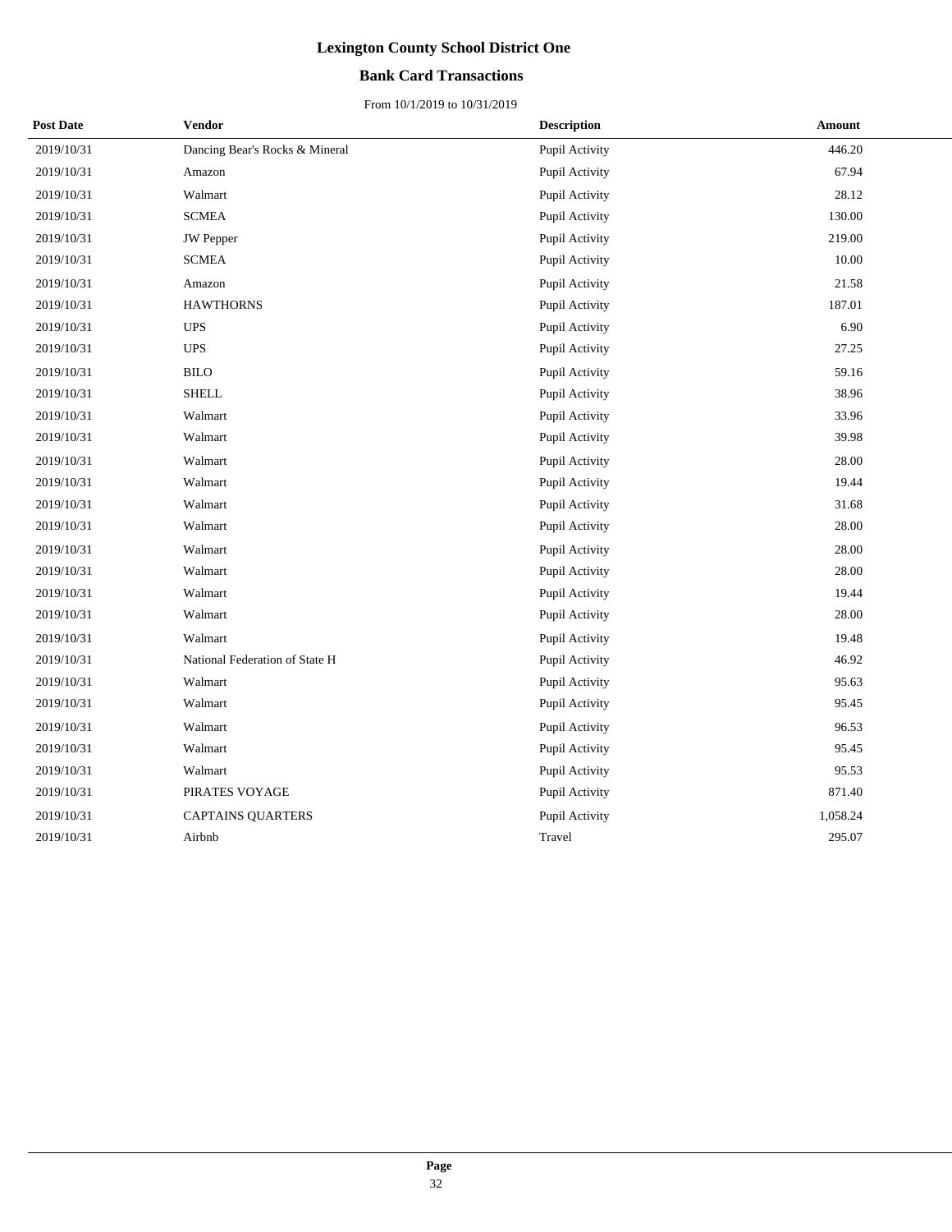# Lexington County School District One

## Bank Card Transactions

From 10/1/2019 to 10/31/2019

| Post Date | Vendor | Description | Amount |
|---|---|---|---|
| 2019/10/31 | Dancing Bear's Rocks & Mineral | Pupil Activity | 446.20 |
| 2019/10/31 | Amazon | Pupil Activity | 67.94 |
| 2019/10/31 | Walmart | Pupil Activity | 28.12 |
| 2019/10/31 | SCMEA | Pupil Activity | 130.00 |
| 2019/10/31 | JW Pepper | Pupil Activity | 219.00 |
| 2019/10/31 | SCMEA | Pupil Activity | 10.00 |
| 2019/10/31 | Amazon | Pupil Activity | 21.58 |
| 2019/10/31 | HAWTHORNS | Pupil Activity | 187.01 |
| 2019/10/31 | UPS | Pupil Activity | 6.90 |
| 2019/10/31 | UPS | Pupil Activity | 27.25 |
| 2019/10/31 | BILO | Pupil Activity | 59.16 |
| 2019/10/31 | SHELL | Pupil Activity | 38.96 |
| 2019/10/31 | Walmart | Pupil Activity | 33.96 |
| 2019/10/31 | Walmart | Pupil Activity | 39.98 |
| 2019/10/31 | Walmart | Pupil Activity | 28.00 |
| 2019/10/31 | Walmart | Pupil Activity | 19.44 |
| 2019/10/31 | Walmart | Pupil Activity | 31.68 |
| 2019/10/31 | Walmart | Pupil Activity | 28.00 |
| 2019/10/31 | Walmart | Pupil Activity | 28.00 |
| 2019/10/31 | Walmart | Pupil Activity | 28.00 |
| 2019/10/31 | Walmart | Pupil Activity | 19.44 |
| 2019/10/31 | Walmart | Pupil Activity | 28.00 |
| 2019/10/31 | Walmart | Pupil Activity | 19.48 |
| 2019/10/31 | National Federation of State H | Pupil Activity | 46.92 |
| 2019/10/31 | Walmart | Pupil Activity | 95.63 |
| 2019/10/31 | Walmart | Pupil Activity | 95.45 |
| 2019/10/31 | Walmart | Pupil Activity | 96.53 |
| 2019/10/31 | Walmart | Pupil Activity | 95.45 |
| 2019/10/31 | Walmart | Pupil Activity | 95.53 |
| 2019/10/31 | PIRATES VOYAGE | Pupil Activity | 871.40 |
| 2019/10/31 | CAPTAINS QUARTERS | Pupil Activity | 1,058.24 |
| 2019/10/31 | Airbnb | Travel | 295.07 |